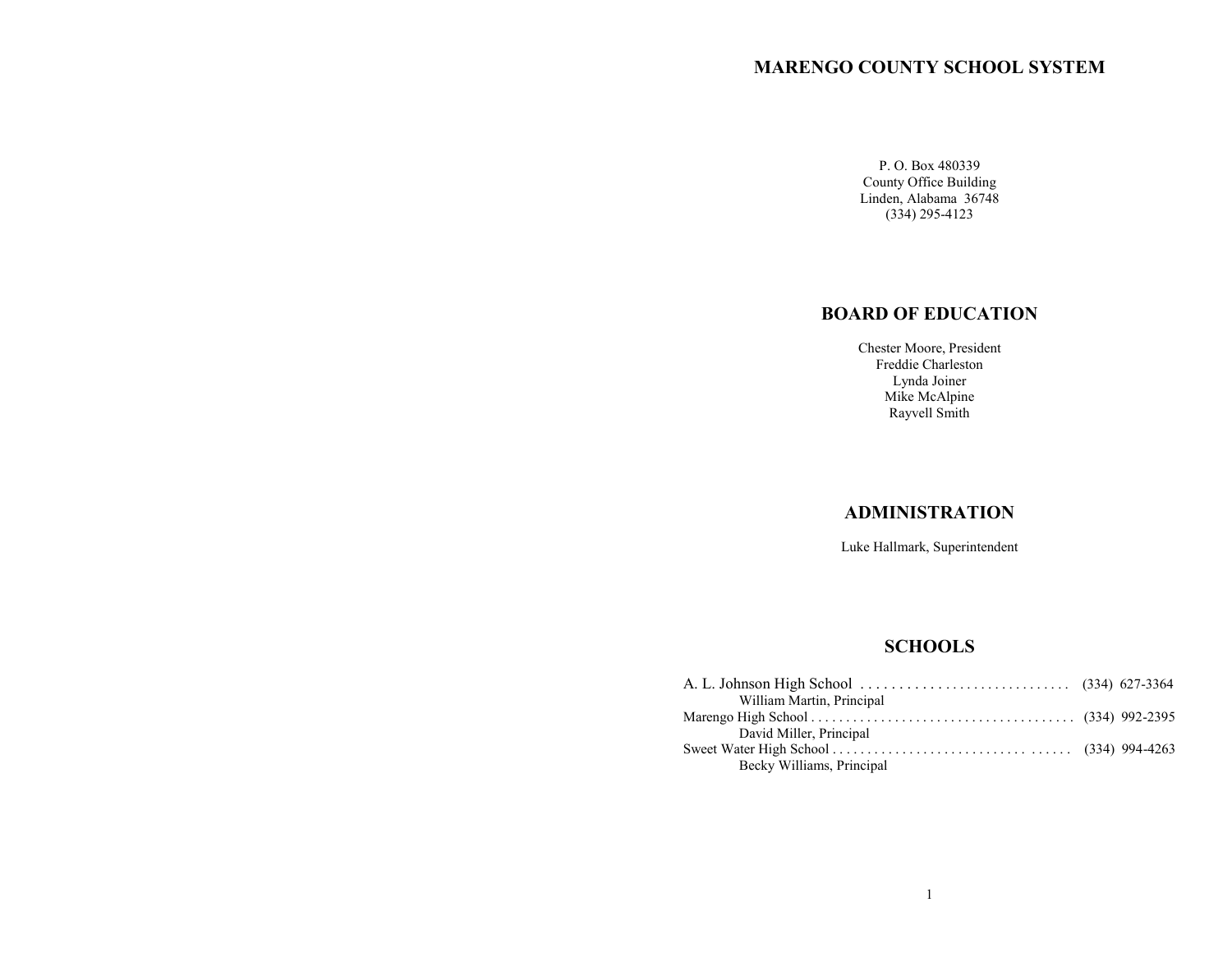# MARENGO COUNTY SCHOOL SYSTEM

P. O. Box 480339
County Office Building
Linden, Alabama 36748
(334) 295-4123

## BOARD OF EDUCATION

Chester Moore, President
Freddie Charleston
Lynda Joiner
Mike McAlpine
Rayvell Smith

## ADMINISTRATION

Luke Hallmark, Superintendent

## SCHOOLS

A. L. Johnson High School . . . . . . . . . . . . . . . . . . . . . . . . . . . . . (334) 627-3364
William Martin, Principal
Marengo High School . . . . . . . . . . . . . . . . . . . . . . . . . . . . . . . . . . . . . (334) 992-2395
David Miller, Principal
Sweet Water High School . . . . . . . . . . . . . . . . . . . . . . . . . . . . . . . . . . (334) 994-4263
Becky Williams, Principal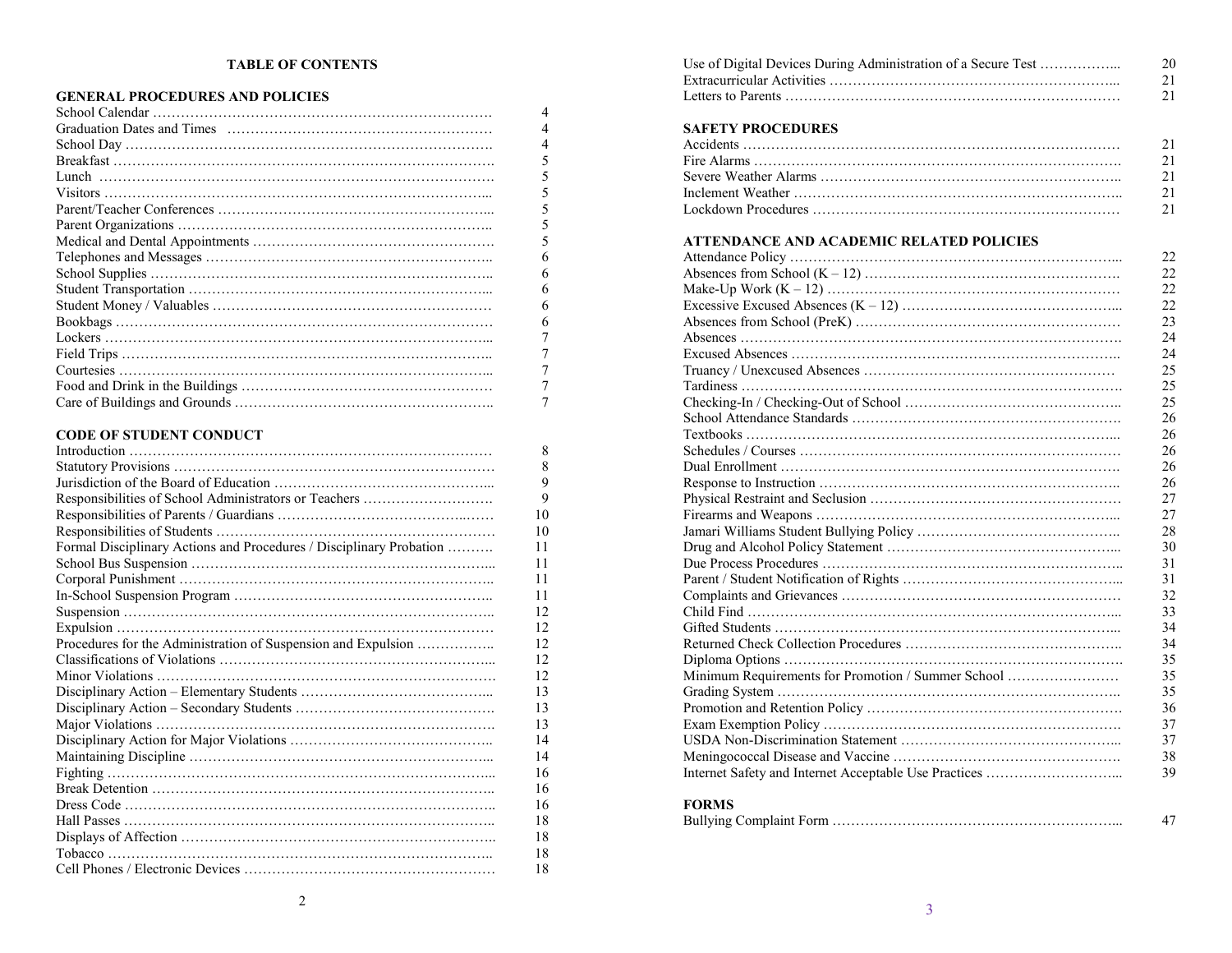# TABLE OF CONTENTS

## GENERAL PROCEDURES AND POLICIES

| | |
|---|---|
| School Calendar | 4 |
| Graduation Dates and Times | 4 |
| School Day | 4 |
| Breakfast | 5 |
| Lunch | 5 |
| Visitors | 5 |
| Parent/Teacher Conferences | 5 |
| Parent Organizations | 5 |
| Medical and Dental Appointments | 5 |
| Telephones and Messages | 6 |
| School Supplies | 6 |
| Student Transportation | 6 |
| Student Money / Valuables | 6 |
| Bookbags | 6 |
| Lockers | 7 |
| Field Trips | 7 |
| Courtesies | 7 |
| Food and Drink in the Buildings | 7 |
| Care of Buildings and Grounds | 7 |

## CODE OF STUDENT CONDUCT

| | |
|---|---|
| Introduction | 8 |
| Statutory Provisions | 8 |
| Jurisdiction of the Board of Education | 9 |
| Responsibilities of School Administrators or Teachers | 9 |
| Responsibilities of Parents / Guardians | 10 |
| Responsibilities of Students | 10 |
| Formal Disciplinary Actions and Procedures / Disciplinary Probation | 11 |
| School Bus Suspension | 11 |
| Corporal Punishment | 11 |
| In-School Suspension Program | 11 |
| Suspension | 12 |
| Expulsion | 12 |
| Procedures for the Administration of Suspension and Expulsion | 12 |
| Classifications of Violations | 12 |
| Minor Violations | 12 |
| Disciplinary Action – Elementary Students | 13 |
| Disciplinary Action – Secondary Students | 13 |
| Major Violations | 13 |
| Disciplinary Action for Major Violations | 14 |
| Maintaining Discipline | 14 |
| Fighting | 16 |
| Break Detention | 16 |
| Dress Code | 16 |
| Hall Passes | 18 |
| Displays of Affection | 18 |
| Tobacco | 18 |
| Cell Phones / Electronic Devices | 18 |
| Use of Digital Devices During Administration of a Secure Test | 20 |
| Extracurricular Activities | 21 |
| Letters to Parents | 21 |

## SAFETY PROCEDURES

| | |
|---|---|
| Accidents | 21 |
| Fire Alarms | 21 |
| Severe Weather Alarms | 21 |
| Inclement Weather | 21 |
| Lockdown Procedures | 21 |

## ATTENDANCE AND ACADEMIC RELATED POLICIES

| | |
|---|---|
| Attendance Policy | 22 |
| Absences from School (K – 12) | 22 |
| Make-Up Work (K – 12) | 22 |
| Excessive Excused Absences (K – 12) | 22 |
| Absences from School (PreK) | 23 |
| Absences | 24 |
| Excused Absences | 24 |
| Truancy / Unexcused Absences | 25 |
| Tardiness | 25 |
| Checking-In / Checking-Out of School | 25 |
| School Attendance Standards | 26 |
| Textbooks | 26 |
| Schedules / Courses | 26 |
| Dual Enrollment | 26 |
| Response to Instruction | 26 |
| Physical Restraint and Seclusion | 27 |
| Firearms and Weapons | 27 |
| Jamari Williams Student Bullying Policy | 28 |
| Drug and Alcohol Policy Statement | 30 |
| Due Process Procedures | 31 |
| Parent / Student Notification of Rights | 31 |
| Complaints and Grievances | 32 |
| Child Find | 33 |
| Gifted Students | 34 |
| Returned Check Collection Procedures | 34 |
| Diploma Options | 35 |
| Minimum Requirements for Promotion / Summer School | 35 |
| Grading System | 35 |
| Promotion and Retention Policy | 36 |
| Exam Exemption Policy | 37 |
| USDA Non-Discrimination Statement | 37 |
| Meningococcal Disease and Vaccine | 38 |
| Internet Safety and Internet Acceptable Use Practices | 39 |

## FORMS

| | |
|---|---|
| Bullying Complaint Form | 47 |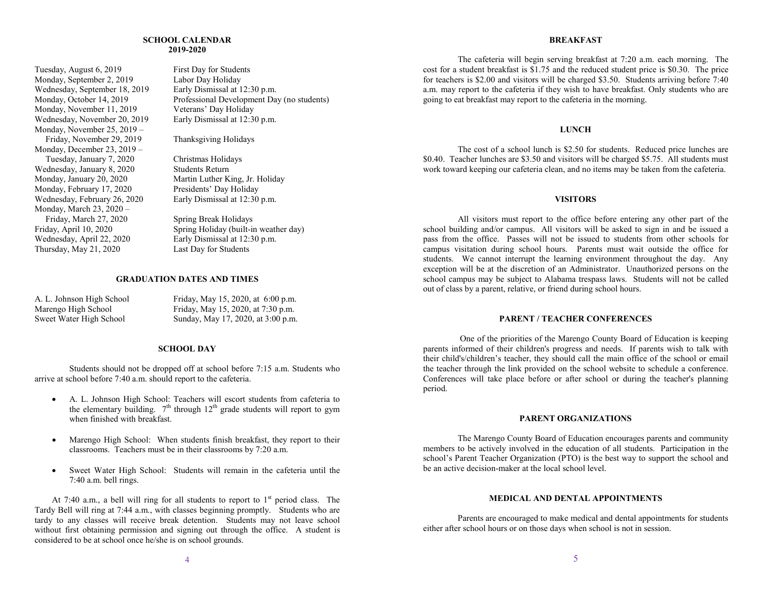## SCHOOL CALENDAR 2019-2020

| Date | Event |
|---|---|
| Tuesday, August 6, 2019 | First Day for Students |
| Monday, September 2, 2019 | Labor Day Holiday |
| Wednesday, September 18, 2019 | Early Dismissal at 12:30 p.m. |
| Monday, October 14, 2019 | Professional Development Day (no students) |
| Monday, November 11, 2019 | Veterans' Day Holiday |
| Wednesday, November 20, 2019 | Early Dismissal at 12:30 p.m. |
| Monday, November 25, 2019 – Friday, November 29, 2019 | Thanksgiving Holidays |
| Monday, December 23, 2019 – Tuesday, January 7, 2020 | Christmas Holidays |
| Wednesday, January 8, 2020 | Students Return |
| Monday, January 20, 2020 | Martin Luther King, Jr. Holiday |
| Monday, February 17, 2020 | Presidents' Day Holiday |
| Wednesday, February 26, 2020 | Early Dismissal at 12:30 p.m. |
| Monday, March 23, 2020 – Friday, March 27, 2020 | Spring Break Holidays |
| Friday, April 10, 2020 | Spring Holiday (built-in weather day) |
| Wednesday, April 22, 2020 | Early Dismissal at 12:30 p.m. |
| Thursday, May 21, 2020 | Last Day for Students |

## GRADUATION DATES AND TIMES

| School | Date and Time |
|---|---|
| A. L. Johnson High School | Friday, May 15, 2020, at 6:00 p.m. |
| Marengo High School | Friday, May 15, 2020, at 7:30 p.m. |
| Sweet Water High School | Sunday, May 17, 2020, at 3:00 p.m. |

## SCHOOL DAY

Students should not be dropped off at school before 7:15 a.m. Students who arrive at school before 7:40 a.m. should report to the cafeteria.

- A. L. Johnson High School: Teachers will escort students from cafeteria to the elementary building. 7th through 12th grade students will report to gym when finished with breakfast.
- Marengo High School: When students finish breakfast, they report to their classrooms. Teachers must be in their classrooms by 7:20 a.m.
- Sweet Water High School: Students will remain in the cafeteria until the 7:40 a.m. bell rings.

At 7:40 a.m., a bell will ring for all students to report to 1st period class. The Tardy Bell will ring at 7:44 a.m., with classes beginning promptly. Students who are tardy to any classes will receive break detention. Students may not leave school without first obtaining permission and signing out through the office. A student is considered to be at school once he/she is on school grounds.

## BREAKFAST

The cafeteria will begin serving breakfast at 7:20 a.m. each morning. The cost for a student breakfast is $1.75 and the reduced student price is $0.30. The price for teachers is $2.00 and visitors will be charged $3.50. Students arriving before 7:40 a.m. may report to the cafeteria if they wish to have breakfast. Only students who are going to eat breakfast may report to the cafeteria in the morning.

## LUNCH

The cost of a school lunch is $2.50 for students. Reduced price lunches are $0.40. Teacher lunches are $3.50 and visitors will be charged $5.75. All students must work toward keeping our cafeteria clean, and no items may be taken from the cafeteria.

## VISITORS

All visitors must report to the office before entering any other part of the school building and/or campus. All visitors will be asked to sign in and be issued a pass from the office. Passes will not be issued to students from other schools for campus visitation during school hours. Parents must wait outside the office for students. We cannot interrupt the learning environment throughout the day. Any exception will be at the discretion of an Administrator. Unauthorized persons on the school campus may be subject to Alabama trespass laws. Students will not be called out of class by a parent, relative, or friend during school hours.

## PARENT / TEACHER CONFERENCES

One of the priorities of the Marengo County Board of Education is keeping parents informed of their children's progress and needs. If parents wish to talk with their child's/children's teacher, they should call the main office of the school or email the teacher through the link provided on the school website to schedule a conference. Conferences will take place before or after school or during the teacher's planning period.

## PARENT ORGANIZATIONS

The Marengo County Board of Education encourages parents and community members to be actively involved in the education of all students. Participation in the school's Parent Teacher Organization (PTO) is the best way to support the school and be an active decision-maker at the local school level.

## MEDICAL AND DENTAL APPOINTMENTS

Parents are encouraged to make medical and dental appointments for students either after school hours or on those days when school is not in session.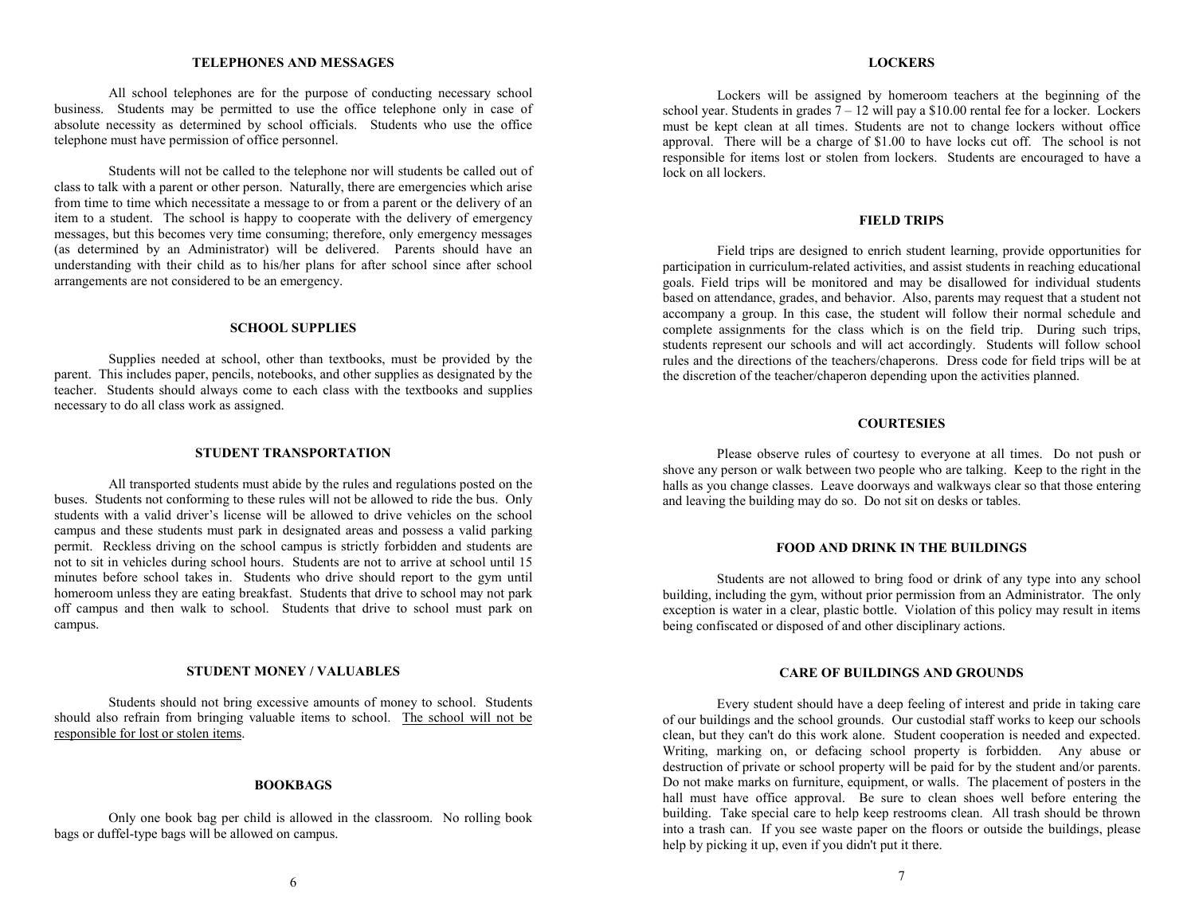## TELEPHONES AND MESSAGES

All school telephones are for the purpose of conducting necessary school business. Students may be permitted to use the office telephone only in case of absolute necessity as determined by school officials. Students who use the office telephone must have permission of office personnel.

Students will not be called to the telephone nor will students be called out of class to talk with a parent or other person. Naturally, there are emergencies which arise from time to time which necessitate a message to or from a parent or the delivery of an item to a student. The school is happy to cooperate with the delivery of emergency messages, but this becomes very time consuming; therefore, only emergency messages (as determined by an Administrator) will be delivered. Parents should have an understanding with their child as to his/her plans for after school since after school arrangements are not considered to be an emergency.

## SCHOOL SUPPLIES

Supplies needed at school, other than textbooks, must be provided by the parent. This includes paper, pencils, notebooks, and other supplies as designated by the teacher. Students should always come to each class with the textbooks and supplies necessary to do all class work as assigned.

## STUDENT TRANSPORTATION

All transported students must abide by the rules and regulations posted on the buses. Students not conforming to these rules will not be allowed to ride the bus. Only students with a valid driver's license will be allowed to drive vehicles on the school campus and these students must park in designated areas and possess a valid parking permit. Reckless driving on the school campus is strictly forbidden and students are not to sit in vehicles during school hours. Students are not to arrive at school until 15 minutes before school takes in. Students who drive should report to the gym until homeroom unless they are eating breakfast. Students that drive to school may not park off campus and then walk to school. Students that drive to school must park on campus.

## STUDENT MONEY / VALUABLES

Students should not bring excessive amounts of money to school. Students should also refrain from bringing valuable items to school. <u>The school will not be responsible for lost or stolen items</u>.

## BOOKBAGS

Only one book bag per child is allowed in the classroom. No rolling book bags or duffel-type bags will be allowed on campus.

## LOCKERS

Lockers will be assigned by homeroom teachers at the beginning of the school year. Students in grades 7 – 12 will pay a $10.00 rental fee for a locker. Lockers must be kept clean at all times. Students are not to change lockers without office approval. There will be a charge of $1.00 to have locks cut off. The school is not responsible for items lost or stolen from lockers. Students are encouraged to have a lock on all lockers.

## FIELD TRIPS

Field trips are designed to enrich student learning, provide opportunities for participation in curriculum-related activities, and assist students in reaching educational goals. Field trips will be monitored and may be disallowed for individual students based on attendance, grades, and behavior. Also, parents may request that a student not accompany a group. In this case, the student will follow their normal schedule and complete assignments for the class which is on the field trip. During such trips, students represent our schools and will act accordingly. Students will follow school rules and the directions of the teachers/chaperons. Dress code for field trips will be at the discretion of the teacher/chaperon depending upon the activities planned.

## COURTESIES

Please observe rules of courtesy to everyone at all times. Do not push or shove any person or walk between two people who are talking. Keep to the right in the halls as you change classes. Leave doorways and walkways clear so that those entering and leaving the building may do so. Do not sit on desks or tables.

## FOOD AND DRINK IN THE BUILDINGS

Students are not allowed to bring food or drink of any type into any school building, including the gym, without prior permission from an Administrator. The only exception is water in a clear, plastic bottle. Violation of this policy may result in items being confiscated or disposed of and other disciplinary actions.

## CARE OF BUILDINGS AND GROUNDS

Every student should have a deep feeling of interest and pride in taking care of our buildings and the school grounds. Our custodial staff works to keep our schools clean, but they can't do this work alone. Student cooperation is needed and expected. Writing, marking on, or defacing school property is forbidden. Any abuse or destruction of private or school property will be paid for by the student and/or parents. Do not make marks on furniture, equipment, or walls. The placement of posters in the hall must have office approval. Be sure to clean shoes well before entering the building. Take special care to help keep restrooms clean. All trash should be thrown into a trash can. If you see waste paper on the floors or outside the buildings, please help by picking it up, even if you didn't put it there.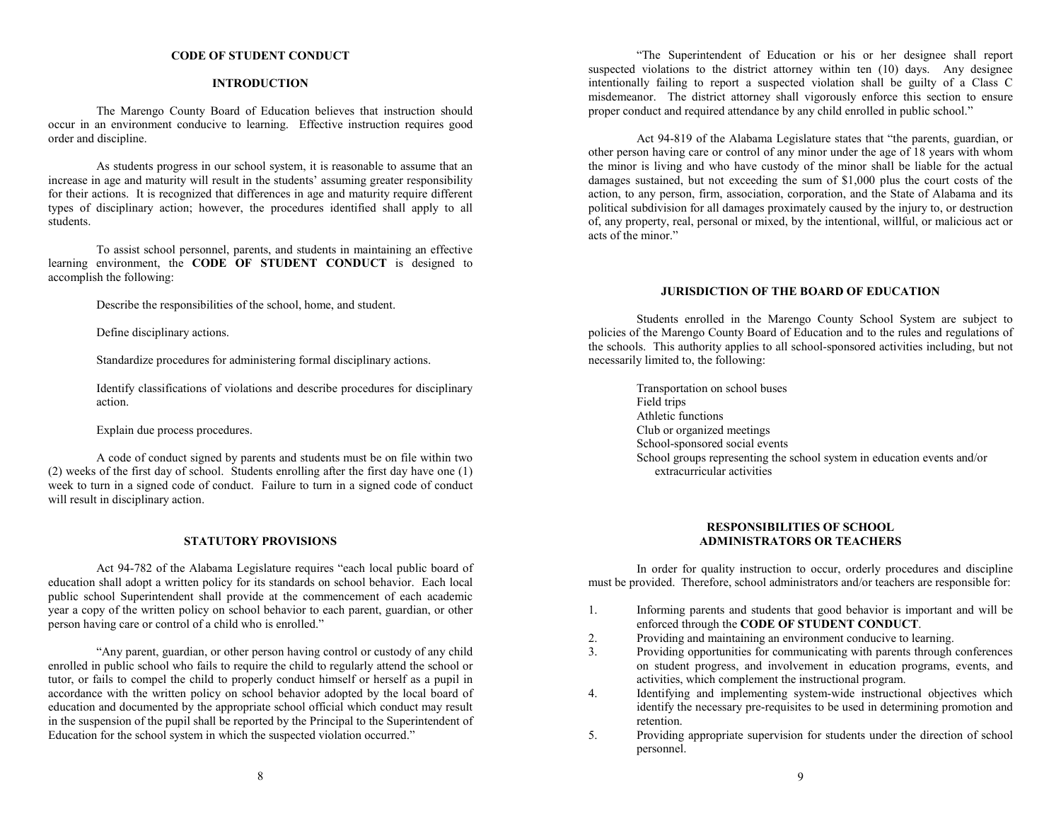## CODE OF STUDENT CONDUCT

### INTRODUCTION

The Marengo County Board of Education believes that instruction should occur in an environment conducive to learning. Effective instruction requires good order and discipline.

As students progress in our school system, it is reasonable to assume that an increase in age and maturity will result in the students' assuming greater responsibility for their actions. It is recognized that differences in age and maturity require different types of disciplinary action; however, the procedures identified shall apply to all students.

To assist school personnel, parents, and students in maintaining an effective learning environment, the **CODE OF STUDENT CONDUCT** is designed to accomplish the following:

Describe the responsibilities of the school, home, and student.

Define disciplinary actions.

Standardize procedures for administering formal disciplinary actions.

Identify classifications of violations and describe procedures for disciplinary action.

Explain due process procedures.

A code of conduct signed by parents and students must be on file within two (2) weeks of the first day of school. Students enrolling after the first day have one (1) week to turn in a signed code of conduct. Failure to turn in a signed code of conduct will result in disciplinary action.

### STATUTORY PROVISIONS

Act 94-782 of the Alabama Legislature requires "each local public board of education shall adopt a written policy for its standards on school behavior. Each local public school Superintendent shall provide at the commencement of each academic year a copy of the written policy on school behavior to each parent, guardian, or other person having care or control of a child who is enrolled."

"Any parent, guardian, or other person having control or custody of any child enrolled in public school who fails to require the child to regularly attend the school or tutor, or fails to compel the child to properly conduct himself or herself as a pupil in accordance with the written policy on school behavior adopted by the local board of education and documented by the appropriate school official which conduct may result in the suspension of the pupil shall be reported by the Principal to the Superintendent of Education for the school system in which the suspected violation occurred."

"The Superintendent of Education or his or her designee shall report suspected violations to the district attorney within ten (10) days. Any designee intentionally failing to report a suspected violation shall be guilty of a Class C misdemeanor. The district attorney shall vigorously enforce this section to ensure proper conduct and required attendance by any child enrolled in public school."

Act 94-819 of the Alabama Legislature states that "the parents, guardian, or other person having care or control of any minor under the age of 18 years with whom the minor is living and who have custody of the minor shall be liable for the actual damages sustained, but not exceeding the sum of $1,000 plus the court costs of the action, to any person, firm, association, corporation, and the State of Alabama and its political subdivision for all damages proximately caused by the injury to, or destruction of, any property, real, personal or mixed, by the intentional, willful, or malicious act or acts of the minor."

### JURISDICTION OF THE BOARD OF EDUCATION

Students enrolled in the Marengo County School System are subject to policies of the Marengo County Board of Education and to the rules and regulations of the schools. This authority applies to all school-sponsored activities including, but not necessarily limited to, the following:

Transportation on school buses
Field trips
Athletic functions
Club or organized meetings
School-sponsored social events
School groups representing the school system in education events and/or extracurricular activities

### RESPONSIBILITIES OF SCHOOL ADMINISTRATORS OR TEACHERS

In order for quality instruction to occur, orderly procedures and discipline must be provided. Therefore, school administrators and/or teachers are responsible for:

1. Informing parents and students that good behavior is important and will be enforced through the **CODE OF STUDENT CONDUCT**.
2. Providing and maintaining an environment conducive to learning.
3. Providing opportunities for communicating with parents through conferences on student progress, and involvement in education programs, events, and activities, which complement the instructional program.
4. Identifying and implementing system-wide instructional objectives which identify the necessary pre-requisites to be used in determining promotion and retention.
5. Providing appropriate supervision for students under the direction of school personnel.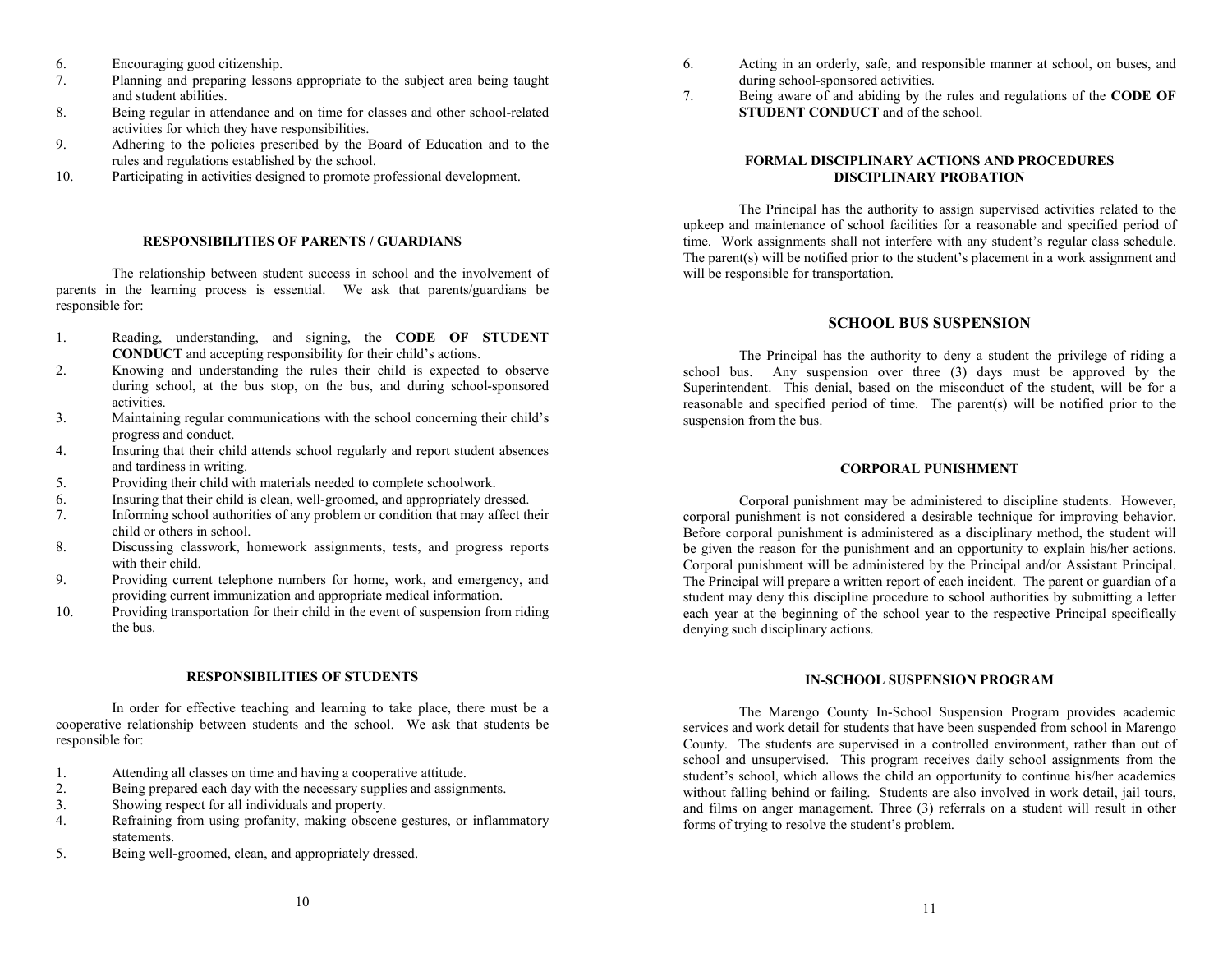6. Encouraging good citizenship.
7. Planning and preparing lessons appropriate to the subject area being taught and student abilities.
8. Being regular in attendance and on time for classes and other school-related activities for which they have responsibilities.
9. Adhering to the policies prescribed by the Board of Education and to the rules and regulations established by the school.
10. Participating in activities designed to promote professional development.

## RESPONSIBILITIES OF PARENTS / GUARDIANS

The relationship between student success in school and the involvement of parents in the learning process is essential. We ask that parents/guardians be responsible for:

1. Reading, understanding, and signing, the **CODE OF STUDENT CONDUCT** and accepting responsibility for their child's actions.
2. Knowing and understanding the rules their child is expected to observe during school, at the bus stop, on the bus, and during school-sponsored activities.
3. Maintaining regular communications with the school concerning their child's progress and conduct.
4. Insuring that their child attends school regularly and report student absences and tardiness in writing.
5. Providing their child with materials needed to complete schoolwork.
6. Insuring that their child is clean, well-groomed, and appropriately dressed.
7. Informing school authorities of any problem or condition that may affect their child or others in school.
8. Discussing classwork, homework assignments, tests, and progress reports with their child.
9. Providing current telephone numbers for home, work, and emergency, and providing current immunization and appropriate medical information.
10. Providing transportation for their child in the event of suspension from riding the bus.

## RESPONSIBILITIES OF STUDENTS

In order for effective teaching and learning to take place, there must be a cooperative relationship between students and the school. We ask that students be responsible for:

1. Attending all classes on time and having a cooperative attitude.
2. Being prepared each day with the necessary supplies and assignments.
3. Showing respect for all individuals and property.
4. Refraining from using profanity, making obscene gestures, or inflammatory statements.
5. Being well-groomed, clean, and appropriately dressed.
6. Acting in an orderly, safe, and responsible manner at school, on buses, and during school-sponsored activities.
7. Being aware of and abiding by the rules and regulations of the **CODE OF STUDENT CONDUCT** and of the school.

## FORMAL DISCIPLINARY ACTIONS AND PROCEDURES
## DISCIPLINARY PROBATION

The Principal has the authority to assign supervised activities related to the upkeep and maintenance of school facilities for a reasonable and specified period of time. Work assignments shall not interfere with any student's regular class schedule. The parent(s) will be notified prior to the student's placement in a work assignment and will be responsible for transportation.

## SCHOOL BUS SUSPENSION

The Principal has the authority to deny a student the privilege of riding a school bus. Any suspension over three (3) days must be approved by the Superintendent. This denial, based on the misconduct of the student, will be for a reasonable and specified period of time. The parent(s) will be notified prior to the suspension from the bus.

## CORPORAL PUNISHMENT

Corporal punishment may be administered to discipline students. However, corporal punishment is not considered a desirable technique for improving behavior. Before corporal punishment is administered as a disciplinary method, the student will be given the reason for the punishment and an opportunity to explain his/her actions. Corporal punishment will be administered by the Principal and/or Assistant Principal. The Principal will prepare a written report of each incident. The parent or guardian of a student may deny this discipline procedure to school authorities by submitting a letter each year at the beginning of the school year to the respective Principal specifically denying such disciplinary actions.

## IN-SCHOOL SUSPENSION PROGRAM

The Marengo County In-School Suspension Program provides academic services and work detail for students that have been suspended from school in Marengo County. The students are supervised in a controlled environment, rather than out of school and unsupervised. This program receives daily school assignments from the student's school, which allows the child an opportunity to continue his/her academics without falling behind or failing. Students are also involved in work detail, jail tours, and films on anger management. Three (3) referrals on a student will result in other forms of trying to resolve the student's problem.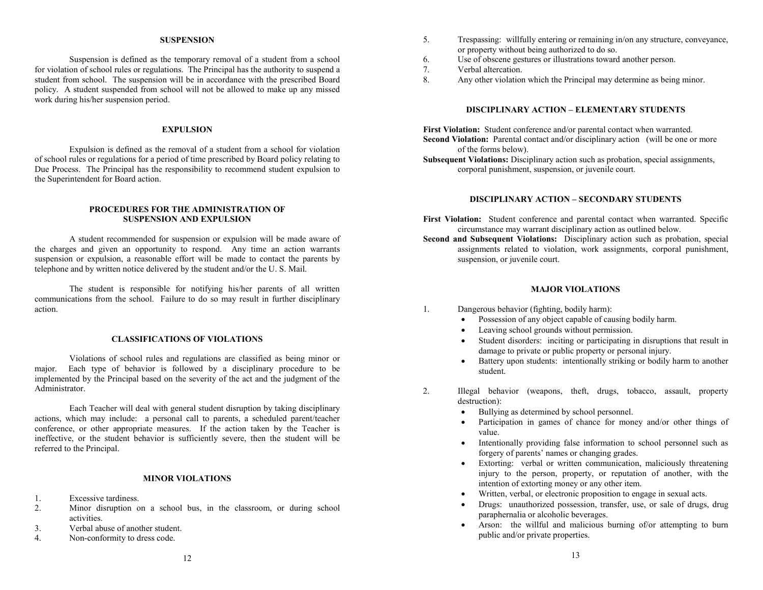## SUSPENSION

Suspension is defined as the temporary removal of a student from a school for violation of school rules or regulations. The Principal has the authority to suspend a student from school. The suspension will be in accordance with the prescribed Board policy. A student suspended from school will not be allowed to make up any missed work during his/her suspension period.

## EXPULSION

Expulsion is defined as the removal of a student from a school for violation of school rules or regulations for a period of time prescribed by Board policy relating to Due Process. The Principal has the responsibility to recommend student expulsion to the Superintendent for Board action.

## PROCEDURES FOR THE ADMINISTRATION OF SUSPENSION AND EXPULSION

A student recommended for suspension or expulsion will be made aware of the charges and given an opportunity to respond. Any time an action warrants suspension or expulsion, a reasonable effort will be made to contact the parents by telephone and by written notice delivered by the student and/or the U. S. Mail.

The student is responsible for notifying his/her parents of all written communications from the school. Failure to do so may result in further disciplinary action.

## CLASSIFICATIONS OF VIOLATIONS

Violations of school rules and regulations are classified as being minor or major. Each type of behavior is followed by a disciplinary procedure to be implemented by the Principal based on the severity of the act and the judgment of the Administrator.

Each Teacher will deal with general student disruption by taking disciplinary actions, which may include: a personal call to parents, a scheduled parent/teacher conference, or other appropriate measures. If the action taken by the Teacher is ineffective, or the student behavior is sufficiently severe, then the student will be referred to the Principal.

## MINOR VIOLATIONS

1. Excessive tardiness.
2. Minor disruption on a school bus, in the classroom, or during school activities.
3. Verbal abuse of another student.
4. Non-conformity to dress code.
5. Trespassing: willfully entering or remaining in/on any structure, conveyance, or property without being authorized to do so.
6. Use of obscene gestures or illustrations toward another person.
7. Verbal altercation.
8. Any other violation which the Principal may determine as being minor.

## DISCIPLINARY ACTION – ELEMENTARY STUDENTS

**First Violation:** Student conference and/or parental contact when warranted.
**Second Violation:** Parental contact and/or disciplinary action (will be one or more of the forms below).
**Subsequent Violations:** Disciplinary action such as probation, special assignments, corporal punishment, suspension, or juvenile court.

## DISCIPLINARY ACTION – SECONDARY STUDENTS

**First Violation:** Student conference and parental contact when warranted. Specific circumstance may warrant disciplinary action as outlined below.
**Second and Subsequent Violations:** Disciplinary action such as probation, special assignments related to violation, work assignments, corporal punishment, suspension, or juvenile court.

## MAJOR VIOLATIONS

1. Dangerous behavior (fighting, bodily harm):
   - Possession of any object capable of causing bodily harm.
   - Leaving school grounds without permission.
   - Student disorders: inciting or participating in disruptions that result in damage to private or public property or personal injury.
   - Battery upon students: intentionally striking or bodily harm to another student.

2. Illegal behavior (weapons, theft, drugs, tobacco, assault, property destruction):
   - Bullying as determined by school personnel.
   - Participation in games of chance for money and/or other things of value.
   - Intentionally providing false information to school personnel such as forgery of parents' names or changing grades.
   - Extorting: verbal or written communication, maliciously threatening injury to the person, property, or reputation of another, with the intention of extorting money or any other item.
   - Written, verbal, or electronic proposition to engage in sexual acts.
   - Drugs: unauthorized possession, transfer, use, or sale of drugs, drug paraphernalia or alcoholic beverages.
   - Arson: the willful and malicious burning of/or attempting to burn public and/or private properties.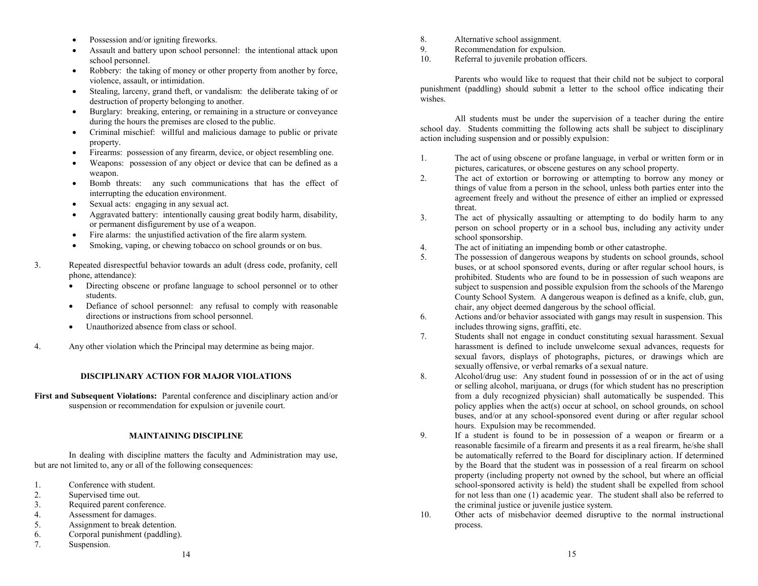- Possession and/or igniting fireworks.
- Assault and battery upon school personnel: the intentional attack upon school personnel.
- Robbery: the taking of money or other property from another by force, violence, assault, or intimidation.
- Stealing, larceny, grand theft, or vandalism: the deliberate taking of or destruction of property belonging to another.
- Burglary: breaking, entering, or remaining in a structure or conveyance during the hours the premises are closed to the public.
- Criminal mischief: willful and malicious damage to public or private property.
- Firearms: possession of any firearm, device, or object resembling one.
- Weapons: possession of any object or device that can be defined as a weapon.
- Bomb threats: any such communications that has the effect of interrupting the education environment.
- Sexual acts: engaging in any sexual act.
- Aggravated battery: intentionally causing great bodily harm, disability, or permanent disfigurement by use of a weapon.
- Fire alarms: the unjustified activation of the fire alarm system.
- Smoking, vaping, or chewing tobacco on school grounds or on bus.

3. Repeated disrespectful behavior towards an adult (dress code, profanity, cell phone, attendance):
   - Directing obscene or profane language to school personnel or to other students.
   - Defiance of school personnel: any refusal to comply with reasonable directions or instructions from school personnel.
   - Unauthorized absence from class or school.

4. Any other violation which the Principal may determine as being major.

### DISCIPLINARY ACTION FOR MAJOR VIOLATIONS

**First and Subsequent Violations:** Parental conference and disciplinary action and/or suspension or recommendation for expulsion or juvenile court.

### MAINTAINING DISCIPLINE

In dealing with discipline matters the faculty and Administration may use, but are not limited to, any or all of the following consequences:

1. Conference with student.
2. Supervised time out.
3. Required parent conference.
4. Assessment for damages.
5. Assignment to break detention.
6. Corporal punishment (paddling).
7. Suspension.
8. Alternative school assignment.
9. Recommendation for expulsion.
10. Referral to juvenile probation officers.

Parents who would like to request that their child not be subject to corporal punishment (paddling) should submit a letter to the school office indicating their wishes.

All students must be under the supervision of a teacher during the entire school day. Students committing the following acts shall be subject to disciplinary action including suspension and or possibly expulsion:

1. The act of using obscene or profane language, in verbal or written form or in pictures, caricatures, or obscene gestures on any school property.
2. The act of extortion or borrowing or attempting to borrow any money or things of value from a person in the school, unless both parties enter into the agreement freely and without the presence of either an implied or expressed threat.
3. The act of physically assaulting or attempting to do bodily harm to any person on school property or in a school bus, including any activity under school sponsorship.
4. The act of initiating an impending bomb or other catastrophe.
5. The possession of dangerous weapons by students on school grounds, school buses, or at school sponsored events, during or after regular school hours, is prohibited. Students who are found to be in possession of such weapons are subject to suspension and possible expulsion from the schools of the Marengo County School System. A dangerous weapon is defined as a knife, club, gun, chair, any object deemed dangerous by the school official.
6. Actions and/or behavior associated with gangs may result in suspension. This includes throwing signs, graffiti, etc.
7. Students shall not engage in conduct constituting sexual harassment. Sexual harassment is defined to include unwelcome sexual advances, requests for sexual favors, displays of photographs, pictures, or drawings which are sexually offensive, or verbal remarks of a sexual nature.
8. Alcohol/drug use: Any student found in possession of or in the act of using or selling alcohol, marijuana, or drugs (for which student has no prescription from a duly recognized physician) shall automatically be suspended. This policy applies when the act(s) occur at school, on school grounds, on school buses, and/or at any school-sponsored event during or after regular school hours. Expulsion may be recommended.
9. If a student is found to be in possession of a weapon or firearm or a reasonable facsimile of a firearm and presents it as a real firearm, he/she shall be automatically referred to the Board for disciplinary action. If determined by the Board that the student was in possession of a real firearm on school property (including property not owned by the school, but where an official school-sponsored activity is held) the student shall be expelled from school for not less than one (1) academic year. The student shall also be referred to the criminal justice or juvenile justice system.
10. Other acts of misbehavior deemed disruptive to the normal instructional process.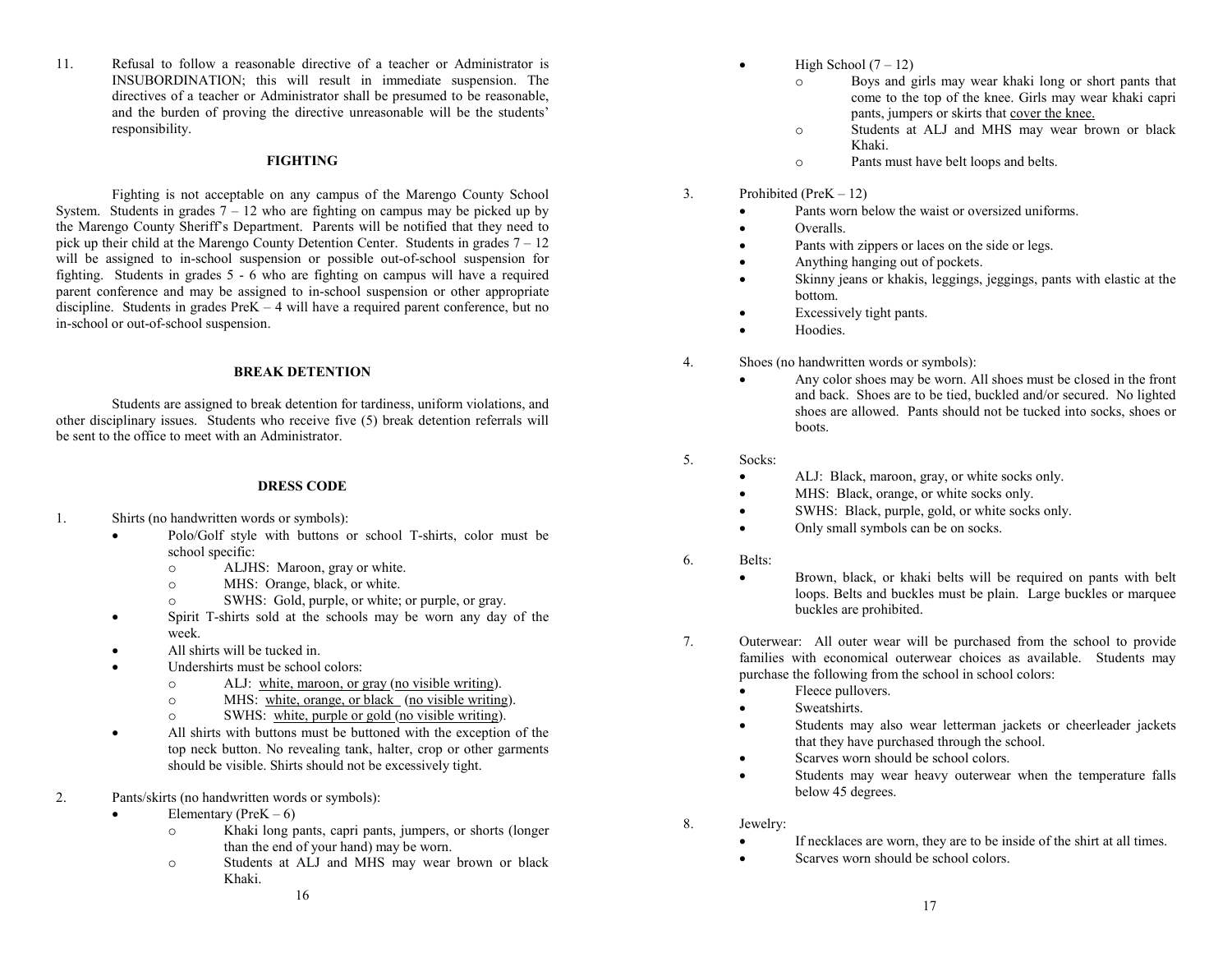11. Refusal to follow a reasonable directive of a teacher or Administrator is INSUBORDINATION; this will result in immediate suspension. The directives of a teacher or Administrator shall be presumed to be reasonable, and the burden of proving the directive unreasonable will be the students' responsibility.

## FIGHTING

Fighting is not acceptable on any campus of the Marengo County School System. Students in grades 7 – 12 who are fighting on campus may be picked up by the Marengo County Sheriff's Department. Parents will be notified that they need to pick up their child at the Marengo County Detention Center. Students in grades 7 – 12 will be assigned to in-school suspension or possible out-of-school suspension for fighting. Students in grades 5 - 6 who are fighting on campus will have a required parent conference and may be assigned to in-school suspension or other appropriate discipline. Students in grades PreK – 4 will have a required parent conference, but no in-school or out-of-school suspension.

## BREAK DETENTION

Students are assigned to break detention for tardiness, uniform violations, and other disciplinary issues. Students who receive five (5) break detention referrals will be sent to the office to meet with an Administrator.

## DRESS CODE

1. Shirts (no handwritten words or symbols):
   - Polo/Golf style with buttons or school T-shirts, color must be school specific:
     - ALJHS: Maroon, gray or white.
     - MHS: Orange, black, or white.
     - SWHS: Gold, purple, or white; or purple, or gray.
   - Spirit T-shirts sold at the schools may be worn any day of the week.
   - All shirts will be tucked in.
   - Undershirts must be school colors:
     - ALJ: <u>white, maroon, or gray</u> <u>(no visible writing)</u>.
     - MHS: <u>white, orange, or black</u> <u>(no visible writing)</u>.
     - SWHS: <u>white, purple or gold</u> <u>(no visible writing)</u>.
   - All shirts with buttons must be buttoned with the exception of the top neck button. No revealing tank, halter, crop or other garments should be visible. Shirts should not be excessively tight.

2. Pants/skirts (no handwritten words or symbols):
   - Elementary (PreK – 6)
     - Khaki long pants, capri pants, jumpers, or shorts (longer than the end of your hand) may be worn.
     - Students at ALJ and MHS may wear brown or black Khaki.
   - High School (7 – 12)
     - Boys and girls may wear khaki long or short pants that come to the top of the knee. Girls may wear khaki capri pants, jumpers or skirts that <u>cover the knee.</u>
     - Students at ALJ and MHS may wear brown or black Khaki.
     - Pants must have belt loops and belts.

3. Prohibited (PreK – 12)
   - Pants worn below the waist or oversized uniforms.
   - Overalls.
   - Pants with zippers or laces on the side or legs.
   - Anything hanging out of pockets.
   - Skinny jeans or khakis, leggings, jeggings, pants with elastic at the bottom.
   - Excessively tight pants.
   - Hoodies.

4. Shoes (no handwritten words or symbols):
   - Any color shoes may be worn. All shoes must be closed in the front and back. Shoes are to be tied, buckled and/or secured. No lighted shoes are allowed. Pants should not be tucked into socks, shoes or boots.

5. Socks:
   - ALJ: Black, maroon, gray, or white socks only.
   - MHS: Black, orange, or white socks only.
   - SWHS: Black, purple, gold, or white socks only.
   - Only small symbols can be on socks.

6. Belts:
   - Brown, black, or khaki belts will be required on pants with belt loops. Belts and buckles must be plain. Large buckles or marquee buckles are prohibited.

7. Outerwear: All outer wear will be purchased from the school to provide families with economical outerwear choices as available. Students may purchase the following from the school in school colors:
   - Fleece pullovers.
   - Sweatshirts.
   - Students may also wear letterman jackets or cheerleader jackets that they have purchased through the school.
   - Scarves worn should be school colors.
   - Students may wear heavy outerwear when the temperature falls below 45 degrees.

8. Jewelry:
   - If necklaces are worn, they are to be inside of the shirt at all times.
   - Scarves worn should be school colors.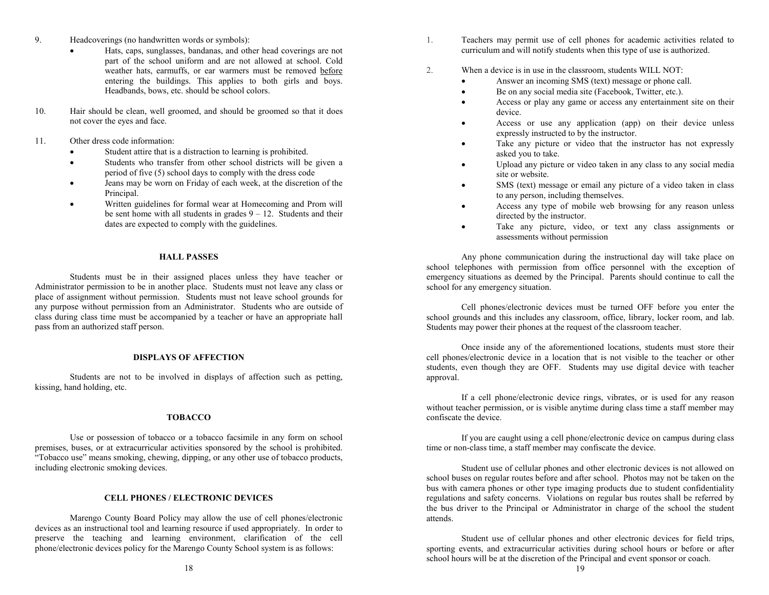9. Headcoverings (no handwritten words or symbols):
   - Hats, caps, sunglasses, bandanas, and other head coverings are not part of the school uniform and are not allowed at school. Cold weather hats, earmuffs, or ear warmers must be removed before entering the buildings. This applies to both girls and boys. Headbands, bows, etc. should be school colors.

10. Hair should be clean, well groomed, and should be groomed so that it does not cover the eyes and face.

11. Other dress code information:
    - Student attire that is a distraction to learning is prohibited.
    - Students who transfer from other school districts will be given a period of five (5) school days to comply with the dress code
    - Jeans may be worn on Friday of each week, at the discretion of the Principal.
    - Written guidelines for formal wear at Homecoming and Prom will be sent home with all students in grades 9 – 12. Students and their dates are expected to comply with the guidelines.

## HALL PASSES

Students must be in their assigned places unless they have teacher or Administrator permission to be in another place. Students must not leave any class or place of assignment without permission. Students must not leave school grounds for any purpose without permission from an Administrator. Students who are outside of class during class time must be accompanied by a teacher or have an appropriate hall pass from an authorized staff person.

## DISPLAYS OF AFFECTION

Students are not to be involved in displays of affection such as petting, kissing, hand holding, etc.

## TOBACCO

Use or possession of tobacco or a tobacco facsimile in any form on school premises, buses, or at extracurricular activities sponsored by the school is prohibited. "Tobacco use" means smoking, chewing, dipping, or any other use of tobacco products, including electronic smoking devices.

## CELL PHONES / ELECTRONIC DEVICES

Marengo County Board Policy may allow the use of cell phones/electronic devices as an instructional tool and learning resource if used appropriately. In order to preserve the teaching and learning environment, clarification of the cell phone/electronic devices policy for the Marengo County School system is as follows:

1. Teachers may permit use of cell phones for academic activities related to curriculum and will notify students when this type of use is authorized.

2. When a device is in use in the classroom, students WILL NOT:
   - Answer an incoming SMS (text) message or phone call.
   - Be on any social media site (Facebook, Twitter, etc.).
   - Access or play any game or access any entertainment site on their device.
   - Access or use any application (app) on their device unless expressly instructed to by the instructor.
   - Take any picture or video that the instructor has not expressly asked you to take.
   - Upload any picture or video taken in any class to any social media site or website.
   - SMS (text) message or email any picture of a video taken in class to any person, including themselves.
   - Access any type of mobile web browsing for any reason unless directed by the instructor.
   - Take any picture, video, or text any class assignments or assessments without permission

Any phone communication during the instructional day will take place on school telephones with permission from office personnel with the exception of emergency situations as deemed by the Principal. Parents should continue to call the school for any emergency situation.

Cell phones/electronic devices must be turned OFF before you enter the school grounds and this includes any classroom, office, library, locker room, and lab. Students may power their phones at the request of the classroom teacher.

Once inside any of the aforementioned locations, students must store their cell phones/electronic device in a location that is not visible to the teacher or other students, even though they are OFF. Students may use digital device with teacher approval.

If a cell phone/electronic device rings, vibrates, or is used for any reason without teacher permission, or is visible anytime during class time a staff member may confiscate the device.

If you are caught using a cell phone/electronic device on campus during class time or non-class time, a staff member may confiscate the device.

Student use of cellular phones and other electronic devices is not allowed on school buses on regular routes before and after school. Photos may not be taken on the bus with camera phones or other type imaging products due to student confidentiality regulations and safety concerns. Violations on regular bus routes shall be referred by the bus driver to the Principal or Administrator in charge of the school the student attends.

Student use of cellular phones and other electronic devices for field trips, sporting events, and extracurricular activities during school hours or before or after school hours will be at the discretion of the Principal and event sponsor or coach.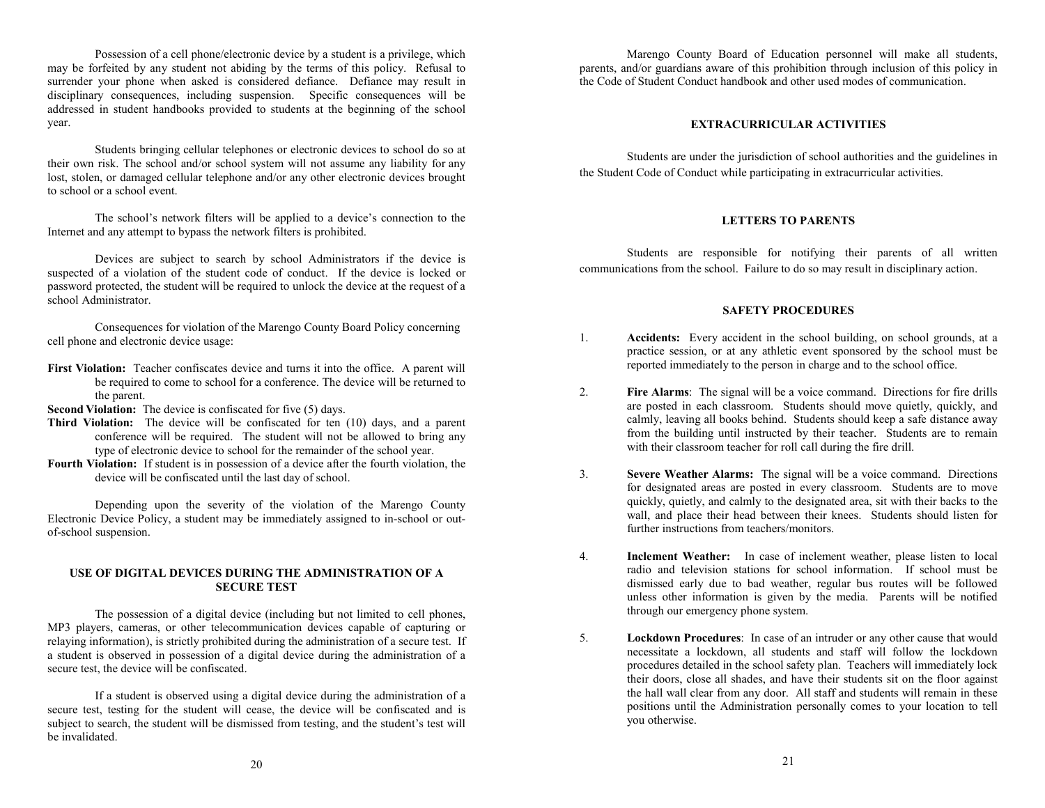Possession of a cell phone/electronic device by a student is a privilege, which may be forfeited by any student not abiding by the terms of this policy. Refusal to surrender your phone when asked is considered defiance. Defiance may result in disciplinary consequences, including suspension. Specific consequences will be addressed in student handbooks provided to students at the beginning of the school year.

Students bringing cellular telephones or electronic devices to school do so at their own risk. The school and/or school system will not assume any liability for any lost, stolen, or damaged cellular telephone and/or any other electronic devices brought to school or a school event.

The school's network filters will be applied to a device's connection to the Internet and any attempt to bypass the network filters is prohibited.

Devices are subject to search by school Administrators if the device is suspected of a violation of the student code of conduct. If the device is locked or password protected, the student will be required to unlock the device at the request of a school Administrator.

Consequences for violation of the Marengo County Board Policy concerning cell phone and electronic device usage:

**First Violation:** Teacher confiscates device and turns it into the office. A parent will be required to come to school for a conference. The device will be returned to the parent.

**Second Violation:** The device is confiscated for five (5) days.

**Third Violation:** The device will be confiscated for ten (10) days, and a parent conference will be required. The student will not be allowed to bring any type of electronic device to school for the remainder of the school year.

**Fourth Violation:** If student is in possession of a device after the fourth violation, the device will be confiscated until the last day of school.

Depending upon the severity of the violation of the Marengo County Electronic Device Policy, a student may be immediately assigned to in-school or out-of-school suspension.

## USE OF DIGITAL DEVICES DURING THE ADMINISTRATION OF A SECURE TEST

The possession of a digital device (including but not limited to cell phones, MP3 players, cameras, or other telecommunication devices capable of capturing or relaying information), is strictly prohibited during the administration of a secure test. If a student is observed in possession of a digital device during the administration of a secure test, the device will be confiscated.

If a student is observed using a digital device during the administration of a secure test, testing for the student will cease, the device will be confiscated and is subject to search, the student will be dismissed from testing, and the student's test will be invalidated.

Marengo County Board of Education personnel will make all students, parents, and/or guardians aware of this prohibition through inclusion of this policy in the Code of Student Conduct handbook and other used modes of communication.

## EXTRACURRICULAR ACTIVITIES

Students are under the jurisdiction of school authorities and the guidelines in the Student Code of Conduct while participating in extracurricular activities.

## LETTERS TO PARENTS

Students are responsible for notifying their parents of all written communications from the school. Failure to do so may result in disciplinary action.

## SAFETY PROCEDURES

1. **Accidents:** Every accident in the school building, on school grounds, at a practice session, or at any athletic event sponsored by the school must be reported immediately to the person in charge and to the school office.

2. **Fire Alarms**: The signal will be a voice command. Directions for fire drills are posted in each classroom. Students should move quietly, quickly, and calmly, leaving all books behind. Students should keep a safe distance away from the building until instructed by their teacher. Students are to remain with their classroom teacher for roll call during the fire drill.

3. **Severe Weather Alarms:** The signal will be a voice command. Directions for designated areas are posted in every classroom. Students are to move quickly, quietly, and calmly to the designated area, sit with their backs to the wall, and place their head between their knees. Students should listen for further instructions from teachers/monitors.

4. **Inclement Weather:** In case of inclement weather, please listen to local radio and television stations for school information. If school must be dismissed early due to bad weather, regular bus routes will be followed unless other information is given by the media. Parents will be notified through our emergency phone system.

5. **Lockdown Procedures**: In case of an intruder or any other cause that would necessitate a lockdown, all students and staff will follow the lockdown procedures detailed in the school safety plan. Teachers will immediately lock their doors, close all shades, and have their students sit on the floor against the hall wall clear from any door. All staff and students will remain in these positions until the Administration personally comes to your location to tell you otherwise.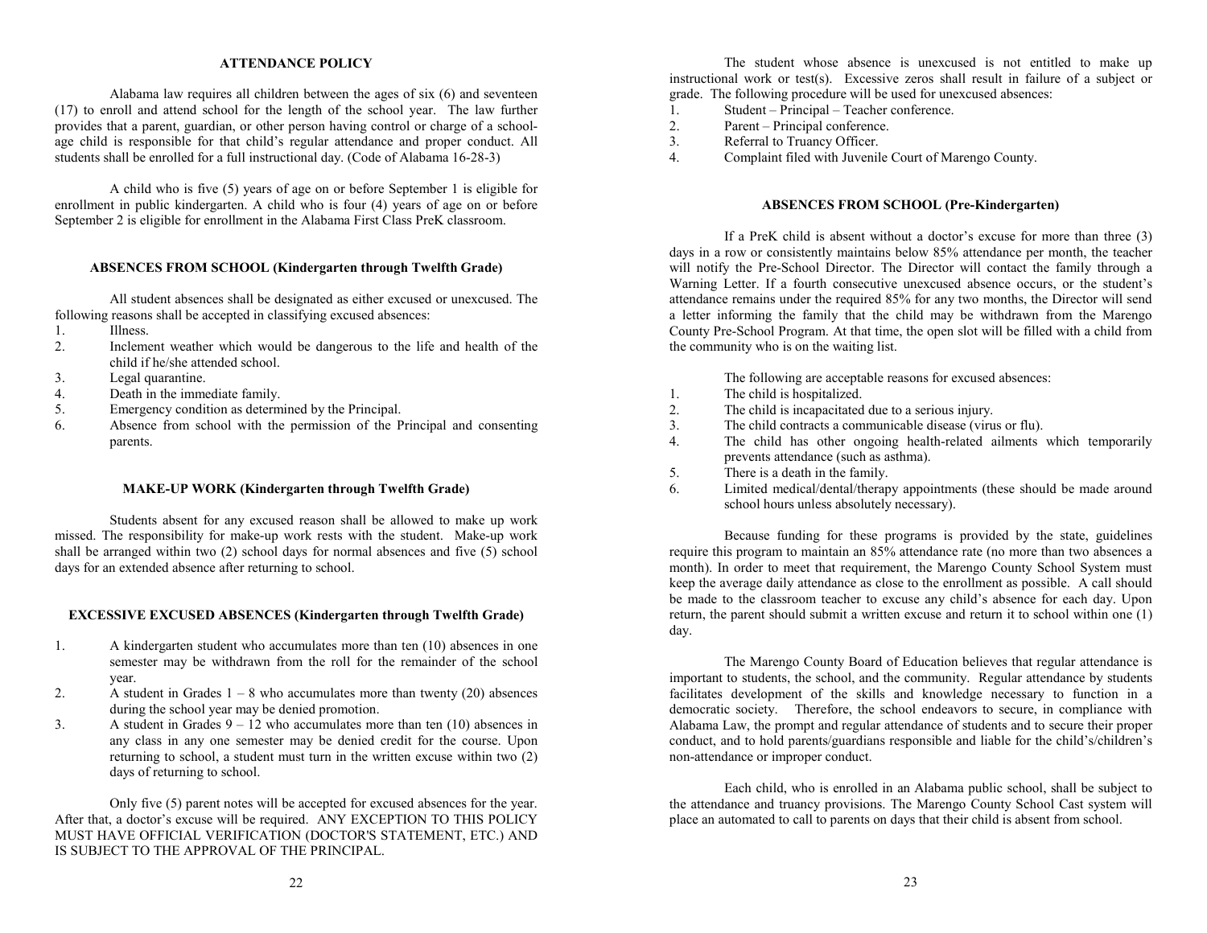## ATTENDANCE POLICY

Alabama law requires all children between the ages of six (6) and seventeen (17) to enroll and attend school for the length of the school year. The law further provides that a parent, guardian, or other person having control or charge of a school-age child is responsible for that child's regular attendance and proper conduct. All students shall be enrolled for a full instructional day. (Code of Alabama 16-28-3)

A child who is five (5) years of age on or before September 1 is eligible for enrollment in public kindergarten. A child who is four (4) years of age on or before September 2 is eligible for enrollment in the Alabama First Class PreK classroom.

### ABSENCES FROM SCHOOL (Kindergarten through Twelfth Grade)

All student absences shall be designated as either excused or unexcused. The following reasons shall be accepted in classifying excused absences:

1. Illness.
2. Inclement weather which would be dangerous to the life and health of the child if he/she attended school.
3. Legal quarantine.
4. Death in the immediate family.
5. Emergency condition as determined by the Principal.
6. Absence from school with the permission of the Principal and consenting parents.

### MAKE-UP WORK (Kindergarten through Twelfth Grade)

Students absent for any excused reason shall be allowed to make up work missed. The responsibility for make-up work rests with the student. Make-up work shall be arranged within two (2) school days for normal absences and five (5) school days for an extended absence after returning to school.

### EXCESSIVE EXCUSED ABSENCES (Kindergarten through Twelfth Grade)

1. A kindergarten student who accumulates more than ten (10) absences in one semester may be withdrawn from the roll for the remainder of the school year.
2. A student in Grades 1 – 8 who accumulates more than twenty (20) absences during the school year may be denied promotion.
3. A student in Grades 9 – 12 who accumulates more than ten (10) absences in any class in any one semester may be denied credit for the course. Upon returning to school, a student must turn in the written excuse within two (2) days of returning to school.

Only five (5) parent notes will be accepted for excused absences for the year. After that, a doctor's excuse will be required. ANY EXCEPTION TO THIS POLICY MUST HAVE OFFICIAL VERIFICATION (DOCTOR'S STATEMENT, ETC.) AND IS SUBJECT TO THE APPROVAL OF THE PRINCIPAL.

The student whose absence is unexcused is not entitled to make up instructional work or test(s). Excessive zeros shall result in failure of a subject or grade. The following procedure will be used for unexcused absences:

1. Student – Principal – Teacher conference.
2. Parent – Principal conference.
3. Referral to Truancy Officer.
4. Complaint filed with Juvenile Court of Marengo County.

### ABSENCES FROM SCHOOL (Pre-Kindergarten)

If a PreK child is absent without a doctor's excuse for more than three (3) days in a row or consistently maintains below 85% attendance per month, the teacher will notify the Pre-School Director. The Director will contact the family through a Warning Letter. If a fourth consecutive unexcused absence occurs, or the student's attendance remains under the required 85% for any two months, the Director will send a letter informing the family that the child may be withdrawn from the Marengo County Pre-School Program. At that time, the open slot will be filled with a child from the community who is on the waiting list.

The following are acceptable reasons for excused absences:

1. The child is hospitalized.
2. The child is incapacitated due to a serious injury.
3. The child contracts a communicable disease (virus or flu).
4. The child has other ongoing health-related ailments which temporarily prevents attendance (such as asthma).
5. There is a death in the family.
6. Limited medical/dental/therapy appointments (these should be made around school hours unless absolutely necessary).

Because funding for these programs is provided by the state, guidelines require this program to maintain an 85% attendance rate (no more than two absences a month). In order to meet that requirement, the Marengo County School System must keep the average daily attendance as close to the enrollment as possible. A call should be made to the classroom teacher to excuse any child's absence for each day. Upon return, the parent should submit a written excuse and return it to school within one (1) day.

The Marengo County Board of Education believes that regular attendance is important to students, the school, and the community. Regular attendance by students facilitates development of the skills and knowledge necessary to function in a democratic society. Therefore, the school endeavors to secure, in compliance with Alabama Law, the prompt and regular attendance of students and to secure their proper conduct, and to hold parents/guardians responsible and liable for the child's/children's non-attendance or improper conduct.

Each child, who is enrolled in an Alabama public school, shall be subject to the attendance and truancy provisions. The Marengo County School Cast system will place an automated to call to parents on days that their child is absent from school.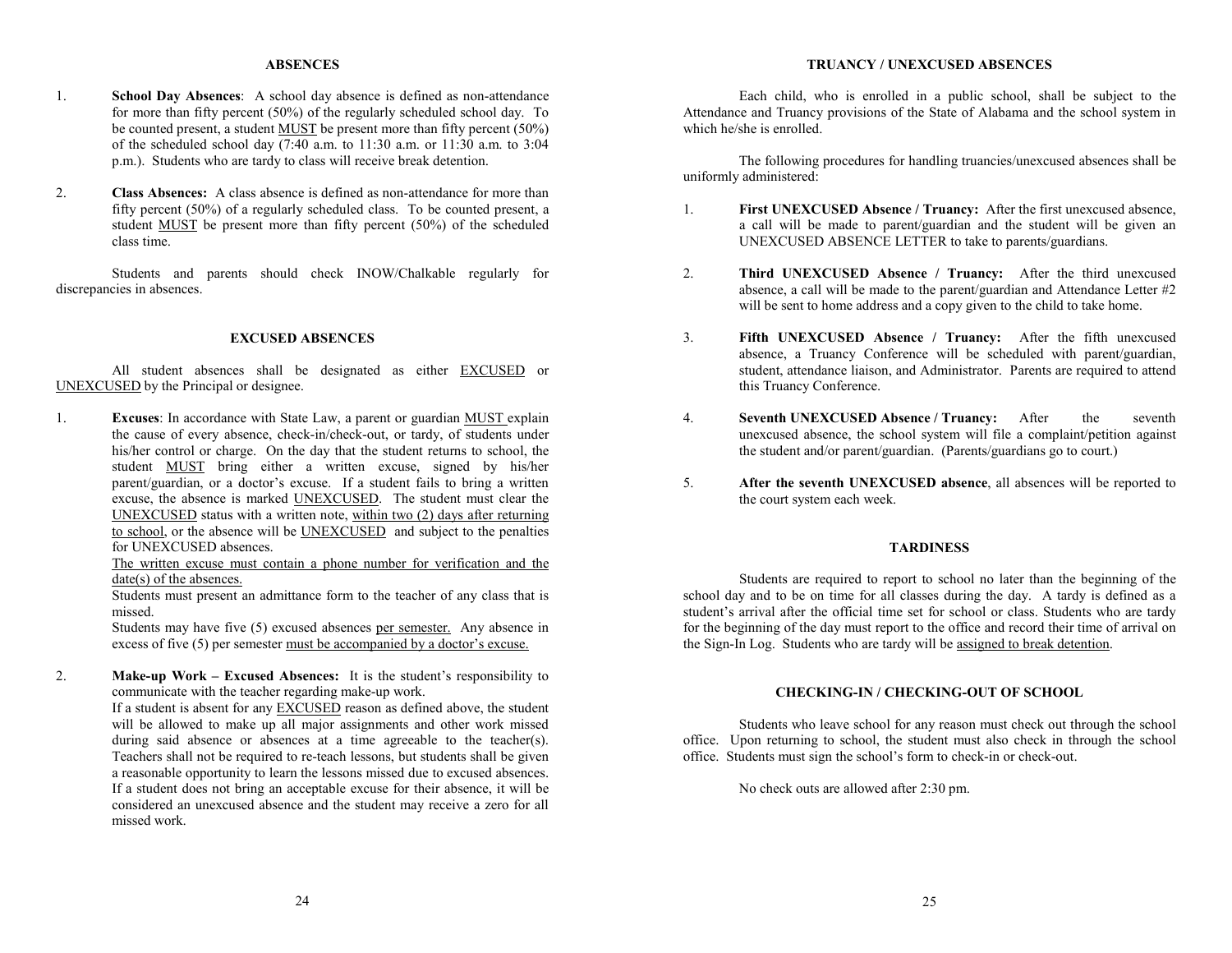## ABSENCES

1. **School Day Absences**: A school day absence is defined as non-attendance for more than fifty percent (50%) of the regularly scheduled school day. To be counted present, a student MUST be present more than fifty percent (50%) of the scheduled school day (7:40 a.m. to 11:30 a.m. or 11:30 a.m. to 3:04 p.m.). Students who are tardy to class will receive break detention.

2. **Class Absences:** A class absence is defined as non-attendance for more than fifty percent (50%) of a regularly scheduled class. To be counted present, a student MUST be present more than fifty percent (50%) of the scheduled class time.

Students and parents should check INOW/Chalkable regularly for discrepancies in absences.

## EXCUSED ABSENCES

All student absences shall be designated as either EXCUSED or UNEXCUSED by the Principal or designee.

1. **Excuses**: In accordance with State Law, a parent or guardian MUST explain the cause of every absence, check-in/check-out, or tardy, of students under his/her control or charge. On the day that the student returns to school, the student MUST bring either a written excuse, signed by his/her parent/guardian, or a doctor's excuse. If a student fails to bring a written excuse, the absence is marked UNEXCUSED. The student must clear the UNEXCUSED status with a written note, within two (2) days after returning to school, or the absence will be UNEXCUSED and subject to the penalties for UNEXCUSED absences.

   The written excuse must contain a phone number for verification and the date(s) of the absences.

   Students must present an admittance form to the teacher of any class that is missed.

   Students may have five (5) excused absences per semester. Any absence in excess of five (5) per semester must be accompanied by a doctor's excuse.

2. **Make-up Work – Excused Absences:** It is the student's responsibility to communicate with the teacher regarding make-up work.

   If a student is absent for any EXCUSED reason as defined above, the student will be allowed to make up all major assignments and other work missed during said absence or absences at a time agreeable to the teacher(s). Teachers shall not be required to re-teach lessons, but students shall be given a reasonable opportunity to learn the lessons missed due to excused absences. If a student does not bring an acceptable excuse for their absence, it will be considered an unexcused absence and the student may receive a zero for all missed work.

## TRUANCY / UNEXCUSED ABSENCES

Each child, who is enrolled in a public school, shall be subject to the Attendance and Truancy provisions of the State of Alabama and the school system in which he/she is enrolled.

The following procedures for handling truancies/unexcused absences shall be uniformly administered:

1. **First UNEXCUSED Absence / Truancy:** After the first unexcused absence, a call will be made to parent/guardian and the student will be given an UNEXCUSED ABSENCE LETTER to take to parents/guardians.

2. **Third UNEXCUSED Absence / Truancy:** After the third unexcused absence, a call will be made to the parent/guardian and Attendance Letter #2 will be sent to home address and a copy given to the child to take home.

3. **Fifth UNEXCUSED Absence / Truancy:** After the fifth unexcused absence, a Truancy Conference will be scheduled with parent/guardian, student, attendance liaison, and Administrator. Parents are required to attend this Truancy Conference.

4. **Seventh UNEXCUSED Absence / Truancy:** After the seventh unexcused absence, the school system will file a complaint/petition against the student and/or parent/guardian. (Parents/guardians go to court.)

5. **After the seventh UNEXCUSED absence**, all absences will be reported to the court system each week.

## TARDINESS

Students are required to report to school no later than the beginning of the school day and to be on time for all classes during the day. A tardy is defined as a student's arrival after the official time set for school or class. Students who are tardy for the beginning of the day must report to the office and record their time of arrival on the Sign-In Log. Students who are tardy will be assigned to break detention.

## CHECKING-IN / CHECKING-OUT OF SCHOOL

Students who leave school for any reason must check out through the school office. Upon returning to school, the student must also check in through the school office. Students must sign the school's form to check-in or check-out.

No check outs are allowed after 2:30 pm.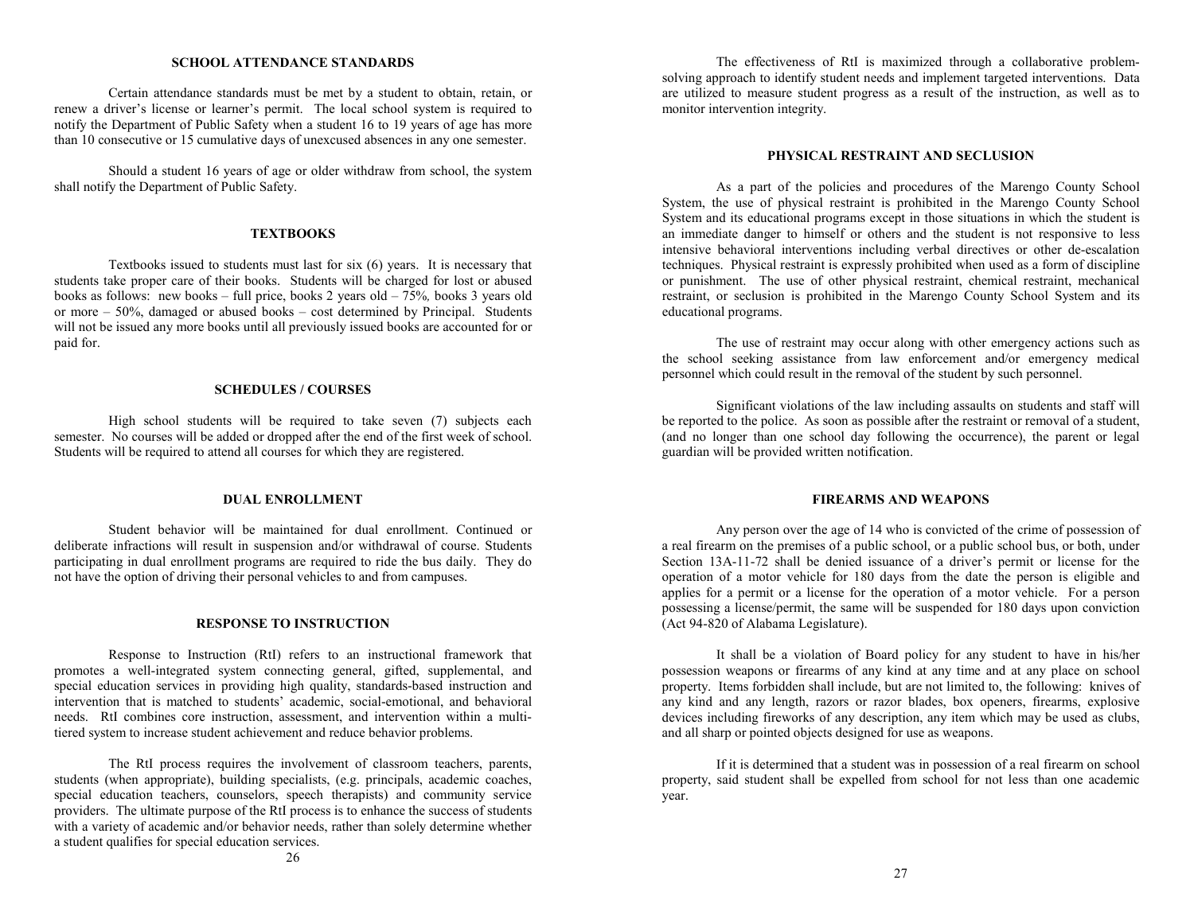## SCHOOL ATTENDANCE STANDARDS

Certain attendance standards must be met by a student to obtain, retain, or renew a driver's license or learner's permit. The local school system is required to notify the Department of Public Safety when a student 16 to 19 years of age has more than 10 consecutive or 15 cumulative days of unexcused absences in any one semester.

Should a student 16 years of age or older withdraw from school, the system shall notify the Department of Public Safety.

## TEXTBOOKS

Textbooks issued to students must last for six (6) years. It is necessary that students take proper care of their books. Students will be charged for lost or abused books as follows: new books – full price, books 2 years old – 75%, books 3 years old or more – 50%, damaged or abused books – cost determined by Principal. Students will not be issued any more books until all previously issued books are accounted for or paid for.

## SCHEDULES / COURSES

High school students will be required to take seven (7) subjects each semester. No courses will be added or dropped after the end of the first week of school. Students will be required to attend all courses for which they are registered.

## DUAL ENROLLMENT

Student behavior will be maintained for dual enrollment. Continued or deliberate infractions will result in suspension and/or withdrawal of course. Students participating in dual enrollment programs are required to ride the bus daily. They do not have the option of driving their personal vehicles to and from campuses.

## RESPONSE TO INSTRUCTION

Response to Instruction (RtI) refers to an instructional framework that promotes a well-integrated system connecting general, gifted, supplemental, and special education services in providing high quality, standards-based instruction and intervention that is matched to students' academic, social-emotional, and behavioral needs. RtI combines core instruction, assessment, and intervention within a multi-tiered system to increase student achievement and reduce behavior problems.

The RtI process requires the involvement of classroom teachers, parents, students (when appropriate), building specialists, (e.g. principals, academic coaches, special education teachers, counselors, speech therapists) and community service providers. The ultimate purpose of the RtI process is to enhance the success of students with a variety of academic and/or behavior needs, rather than solely determine whether a student qualifies for special education services.

The effectiveness of RtI is maximized through a collaborative problem-solving approach to identify student needs and implement targeted interventions. Data are utilized to measure student progress as a result of the instruction, as well as to monitor intervention integrity.

## PHYSICAL RESTRAINT AND SECLUSION

As a part of the policies and procedures of the Marengo County School System, the use of physical restraint is prohibited in the Marengo County School System and its educational programs except in those situations in which the student is an immediate danger to himself or others and the student is not responsive to less intensive behavioral interventions including verbal directives or other de-escalation techniques. Physical restraint is expressly prohibited when used as a form of discipline or punishment. The use of other physical restraint, chemical restraint, mechanical restraint, or seclusion is prohibited in the Marengo County School System and its educational programs.

The use of restraint may occur along with other emergency actions such as the school seeking assistance from law enforcement and/or emergency medical personnel which could result in the removal of the student by such personnel.

Significant violations of the law including assaults on students and staff will be reported to the police. As soon as possible after the restraint or removal of a student, (and no longer than one school day following the occurrence), the parent or legal guardian will be provided written notification.

## FIREARMS AND WEAPONS

Any person over the age of 14 who is convicted of the crime of possession of a real firearm on the premises of a public school, or a public school bus, or both, under Section 13A-11-72 shall be denied issuance of a driver's permit or license for the operation of a motor vehicle for 180 days from the date the person is eligible and applies for a permit or a license for the operation of a motor vehicle. For a person possessing a license/permit, the same will be suspended for 180 days upon conviction (Act 94-820 of Alabama Legislature).

It shall be a violation of Board policy for any student to have in his/her possession weapons or firearms of any kind at any time and at any place on school property. Items forbidden shall include, but are not limited to, the following: knives of any kind and any length, razors or razor blades, box openers, firearms, explosive devices including fireworks of any description, any item which may be used as clubs, and all sharp or pointed objects designed for use as weapons.

If it is determined that a student was in possession of a real firearm on school property, said student shall be expelled from school for not less than one academic year.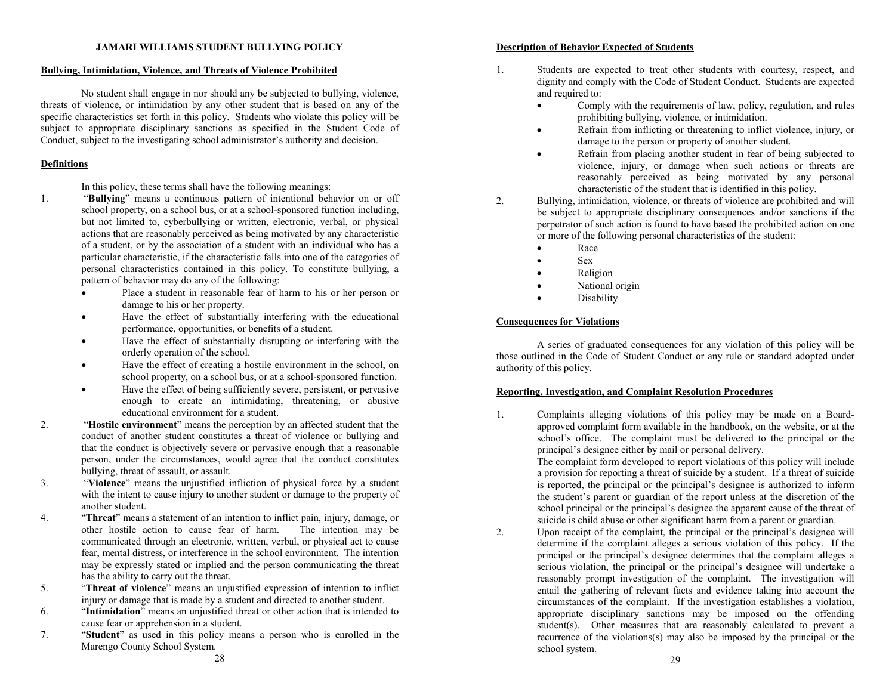# JAMARI WILLIAMS STUDENT BULLYING POLICY

## Bullying, Intimidation, Violence, and Threats of Violence Prohibited

No student shall engage in nor should any be subjected to bullying, violence, threats of violence, or intimidation by any other student that is based on any of the specific characteristics set forth in this policy. Students who violate this policy will be subject to appropriate disciplinary sanctions as specified in the Student Code of Conduct, subject to the investigating school administrator's authority and decision.

## Definitions

In this policy, these terms shall have the following meanings:

1. "**Bullying**" means a continuous pattern of intentional behavior on or off school property, on a school bus, or at a school-sponsored function including, but not limited to, cyberbullying or written, electronic, verbal, or physical actions that are reasonably perceived as being motivated by any characteristic of a student, or by the association of a student with an individual who has a particular characteristic, if the characteristic falls into one of the categories of personal characteristics contained in this policy. To constitute bullying, a pattern of behavior may do any of the following:
   - Place a student in reasonable fear of harm to his or her person or damage to his or her property.
   - Have the effect of substantially interfering with the educational performance, opportunities, or benefits of a student.
   - Have the effect of substantially disrupting or interfering with the orderly operation of the school.
   - Have the effect of creating a hostile environment in the school, on school property, on a school bus, or at a school-sponsored function.
   - Have the effect of being sufficiently severe, persistent, or pervasive enough to create an intimidating, threatening, or abusive educational environment for a student.
2. "**Hostile environment**" means the perception by an affected student that the conduct of another student constitutes a threat of violence or bullying and that the conduct is objectively severe or pervasive enough that a reasonable person, under the circumstances, would agree that the conduct constitutes bullying, threat of assault, or assault.
3. "**Violence**" means the unjustified infliction of physical force by a student with the intent to cause injury to another student or damage to the property of another student.
4. "**Threat**" means a statement of an intention to inflict pain, injury, damage, or other hostile action to cause fear of harm. The intention may be communicated through an electronic, written, verbal, or physical act to cause fear, mental distress, or interference in the school environment. The intention may be expressly stated or implied and the person communicating the threat has the ability to carry out the threat.
5. "**Threat of violence**" means an unjustified expression of intention to inflict injury or damage that is made by a student and directed to another student.
6. "**Intimidation**" means an unjustified threat or other action that is intended to cause fear or apprehension in a student.
7. "**Student**" as used in this policy means a person who is enrolled in the Marengo County School System.

## Description of Behavior Expected of Students

1. Students are expected to treat other students with courtesy, respect, and dignity and comply with the Code of Student Conduct. Students are expected and required to:
   - Comply with the requirements of law, policy, regulation, and rules prohibiting bullying, violence, or intimidation.
   - Refrain from inflicting or threatening to inflict violence, injury, or damage to the person or property of another student.
   - Refrain from placing another student in fear of being subjected to violence, injury, or damage when such actions or threats are reasonably perceived as being motivated by any personal characteristic of the student that is identified in this policy.
2. Bullying, intimidation, violence, or threats of violence are prohibited and will be subject to appropriate disciplinary consequences and/or sanctions if the perpetrator of such action is found to have based the prohibited action on one or more of the following personal characteristics of the student:
   - Race
   - Sex
   - Religion
   - National origin
   - Disability

## Consequences for Violations

A series of graduated consequences for any violation of this policy will be those outlined in the Code of Student Conduct or any rule or standard adopted under authority of this policy.

## Reporting, Investigation, and Complaint Resolution Procedures

1. Complaints alleging violations of this policy may be made on a Board-approved complaint form available in the handbook, on the website, or at the school's office. The complaint must be delivered to the principal or the principal's designee either by mail or personal delivery.
   The complaint form developed to report violations of this policy will include a provision for reporting a threat of suicide by a student. If a threat of suicide is reported, the principal or the principal's designee is authorized to inform the student's parent or guardian of the report unless at the discretion of the school principal or the principal's designee the apparent cause of the threat of suicide is child abuse or other significant harm from a parent or guardian.
2. Upon receipt of the complaint, the principal or the principal's designee will determine if the complaint alleges a serious violation of this policy. If the principal or the principal's designee determines that the complaint alleges a serious violation, the principal or the principal's designee will undertake a reasonably prompt investigation of the complaint. The investigation will entail the gathering of relevant facts and evidence taking into account the circumstances of the complaint. If the investigation establishes a violation, appropriate disciplinary sanctions may be imposed on the offending student(s). Other measures that are reasonably calculated to prevent a recurrence of the violations(s) may also be imposed by the principal or the school system.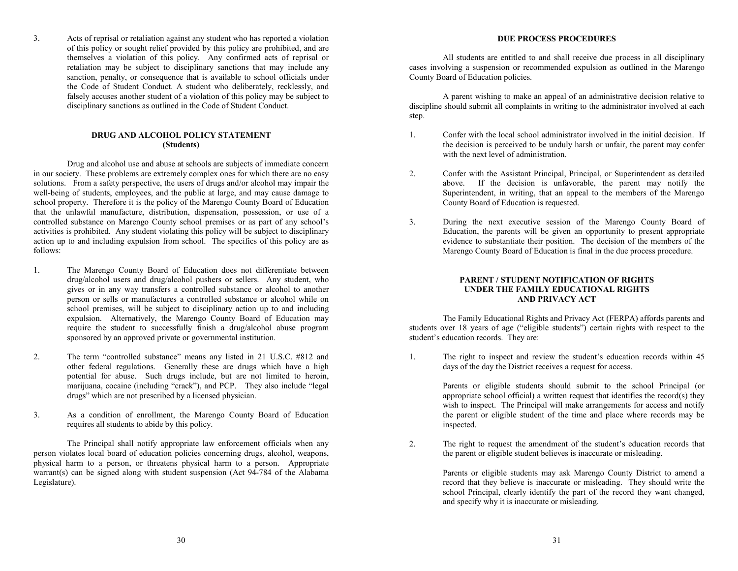3. Acts of reprisal or retaliation against any student who has reported a violation of this policy or sought relief provided by this policy are prohibited, and are themselves a violation of this policy. Any confirmed acts of reprisal or retaliation may be subject to disciplinary sanctions that may include any sanction, penalty, or consequence that is available to school officials under the Code of Student Conduct. A student who deliberately, recklessly, and falsely accuses another student of a violation of this policy may be subject to disciplinary sanctions as outlined in the Code of Student Conduct.

## DRUG AND ALCOHOL POLICY STATEMENT (Students)

Drug and alcohol use and abuse at schools are subjects of immediate concern in our society. These problems are extremely complex ones for which there are no easy solutions. From a safety perspective, the users of drugs and/or alcohol may impair the well-being of students, employees, and the public at large, and may cause damage to school property. Therefore it is the policy of the Marengo County Board of Education that the unlawful manufacture, distribution, dispensation, possession, or use of a controlled substance on Marengo County school premises or as part of any school's activities is prohibited. Any student violating this policy will be subject to disciplinary action up to and including expulsion from school. The specifics of this policy are as follows:

1. The Marengo County Board of Education does not differentiate between drug/alcohol users and drug/alcohol pushers or sellers. Any student, who gives or in any way transfers a controlled substance or alcohol to another person or sells or manufactures a controlled substance or alcohol while on school premises, will be subject to disciplinary action up to and including expulsion. Alternatively, the Marengo County Board of Education may require the student to successfully finish a drug/alcohol abuse program sponsored by an approved private or governmental institution.

2. The term "controlled substance" means any listed in 21 U.S.C. #812 and other federal regulations. Generally these are drugs which have a high potential for abuse. Such drugs include, but are not limited to heroin, marijuana, cocaine (including "crack"), and PCP. They also include "legal drugs" which are not prescribed by a licensed physician.

3. As a condition of enrollment, the Marengo County Board of Education requires all students to abide by this policy.

The Principal shall notify appropriate law enforcement officials when any person violates local board of education policies concerning drugs, alcohol, weapons, physical harm to a person, or threatens physical harm to a person. Appropriate warrant(s) can be signed along with student suspension (Act 94-784 of the Alabama Legislature).

## DUE PROCESS PROCEDURES

All students are entitled to and shall receive due process in all disciplinary cases involving a suspension or recommended expulsion as outlined in the Marengo County Board of Education policies.

A parent wishing to make an appeal of an administrative decision relative to discipline should submit all complaints in writing to the administrator involved at each step.

1. Confer with the local school administrator involved in the initial decision. If the decision is perceived to be unduly harsh or unfair, the parent may confer with the next level of administration.

2. Confer with the Assistant Principal, Principal, or Superintendent as detailed above. If the decision is unfavorable, the parent may notify the Superintendent, in writing, that an appeal to the members of the Marengo County Board of Education is requested.

3. During the next executive session of the Marengo County Board of Education, the parents will be given an opportunity to present appropriate evidence to substantiate their position. The decision of the members of the Marengo County Board of Education is final in the due process procedure.

## PARENT / STUDENT NOTIFICATION OF RIGHTS UNDER THE FAMILY EDUCATIONAL RIGHTS AND PRIVACY ACT

The Family Educational Rights and Privacy Act (FERPA) affords parents and students over 18 years of age ("eligible students") certain rights with respect to the student's education records. They are:

1. The right to inspect and review the student's education records within 45 days of the day the District receives a request for access.

   Parents or eligible students should submit to the school Principal (or appropriate school official) a written request that identifies the record(s) they wish to inspect. The Principal will make arrangements for access and notify the parent or eligible student of the time and place where records may be inspected.

2. The right to request the amendment of the student's education records that the parent or eligible student believes is inaccurate or misleading.

   Parents or eligible students may ask Marengo County District to amend a record that they believe is inaccurate or misleading. They should write the school Principal, clearly identify the part of the record they want changed, and specify why it is inaccurate or misleading.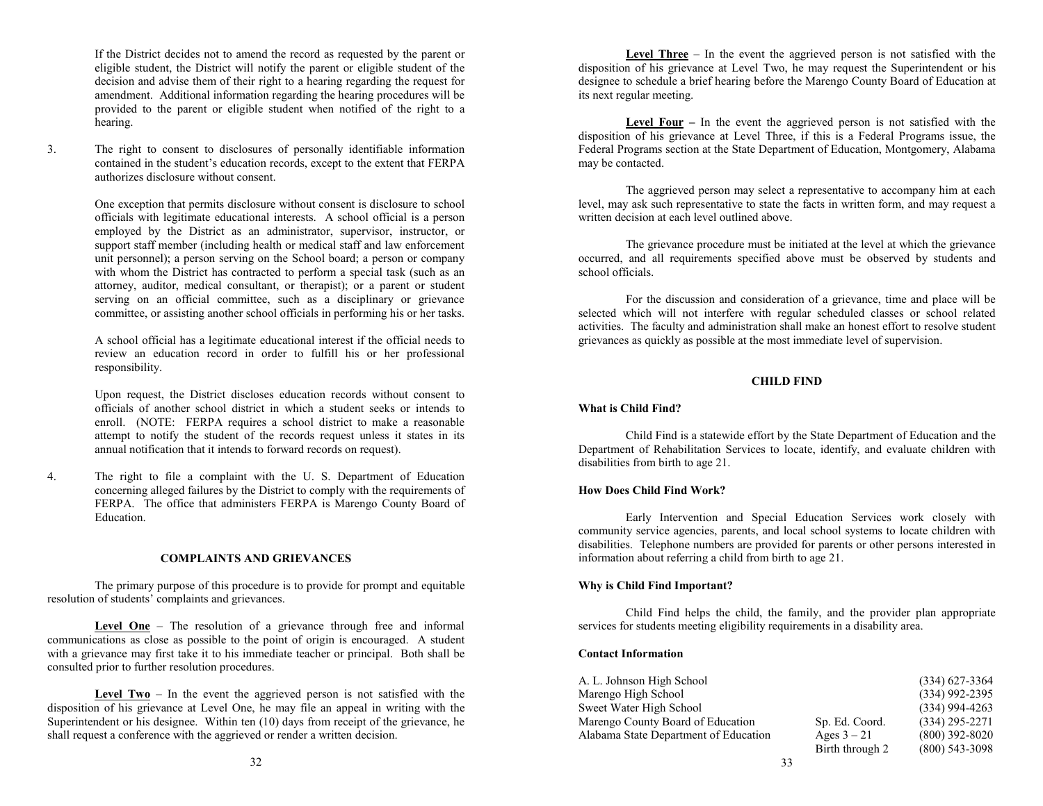If the District decides not to amend the record as requested by the parent or eligible student, the District will notify the parent or eligible student of the decision and advise them of their right to a hearing regarding the request for amendment. Additional information regarding the hearing procedures will be provided to the parent or eligible student when notified of the right to a hearing.

3. The right to consent to disclosures of personally identifiable information contained in the student's education records, except to the extent that FERPA authorizes disclosure without consent.

   One exception that permits disclosure without consent is disclosure to school officials with legitimate educational interests. A school official is a person employed by the District as an administrator, supervisor, instructor, or support staff member (including health or medical staff and law enforcement unit personnel); a person serving on the School board; a person or company with whom the District has contracted to perform a special task (such as an attorney, auditor, medical consultant, or therapist); or a parent or student serving on an official committee, such as a disciplinary or grievance committee, or assisting another school officials in performing his or her tasks.

   A school official has a legitimate educational interest if the official needs to review an education record in order to fulfill his or her professional responsibility.

   Upon request, the District discloses education records without consent to officials of another school district in which a student seeks or intends to enroll. (NOTE: FERPA requires a school district to make a reasonable attempt to notify the student of the records request unless it states in its annual notification that it intends to forward records on request).

4. The right to file a complaint with the U. S. Department of Education concerning alleged failures by the District to comply with the requirements of FERPA. The office that administers FERPA is Marengo County Board of Education.

## COMPLAINTS AND GRIEVANCES

The primary purpose of this procedure is to provide for prompt and equitable resolution of students' complaints and grievances.

**Level One** – The resolution of a grievance through free and informal communications as close as possible to the point of origin is encouraged. A student with a grievance may first take it to his immediate teacher or principal. Both shall be consulted prior to further resolution procedures.

**Level Two** – In the event the aggrieved person is not satisfied with the disposition of his grievance at Level One, he may file an appeal in writing with the Superintendent or his designee. Within ten (10) days from receipt of the grievance, he shall request a conference with the aggrieved or render a written decision.

**Level Three** – In the event the aggrieved person is not satisfied with the disposition of his grievance at Level Two, he may request the Superintendent or his designee to schedule a brief hearing before the Marengo County Board of Education at its next regular meeting.

**Level Four** – In the event the aggrieved person is not satisfied with the disposition of his grievance at Level Three, if this is a Federal Programs issue, the Federal Programs section at the State Department of Education, Montgomery, Alabama may be contacted.

The aggrieved person may select a representative to accompany him at each level, may ask such representative to state the facts in written form, and may request a written decision at each level outlined above.

The grievance procedure must be initiated at the level at which the grievance occurred, and all requirements specified above must be observed by students and school officials.

For the discussion and consideration of a grievance, time and place will be selected which will not interfere with regular scheduled classes or school related activities. The faculty and administration shall make an honest effort to resolve student grievances as quickly as possible at the most immediate level of supervision.

## CHILD FIND

**What is Child Find?**

Child Find is a statewide effort by the State Department of Education and the Department of Rehabilitation Services to locate, identify, and evaluate children with disabilities from birth to age 21.

**How Does Child Find Work?**

Early Intervention and Special Education Services work closely with community service agencies, parents, and local school systems to locate children with disabilities. Telephone numbers are provided for parents or other persons interested in information about referring a child from birth to age 21.

**Why is Child Find Important?**

Child Find helps the child, the family, and the provider plan appropriate services for students meeting eligibility requirements in a disability area.

**Contact Information**

| | | |
|---|---|---|
| A. L. Johnson High School | | (334) 627-3364 |
| Marengo High School | | (334) 992-2395 |
| Sweet Water High School | | (334) 994-4263 |
| Marengo County Board of Education | Sp. Ed. Coord. | (334) 295-2271 |
| Alabama State Department of Education | Ages 3 – 21 | (800) 392-8020 |
| | Birth through 2 | (800) 543-3098 |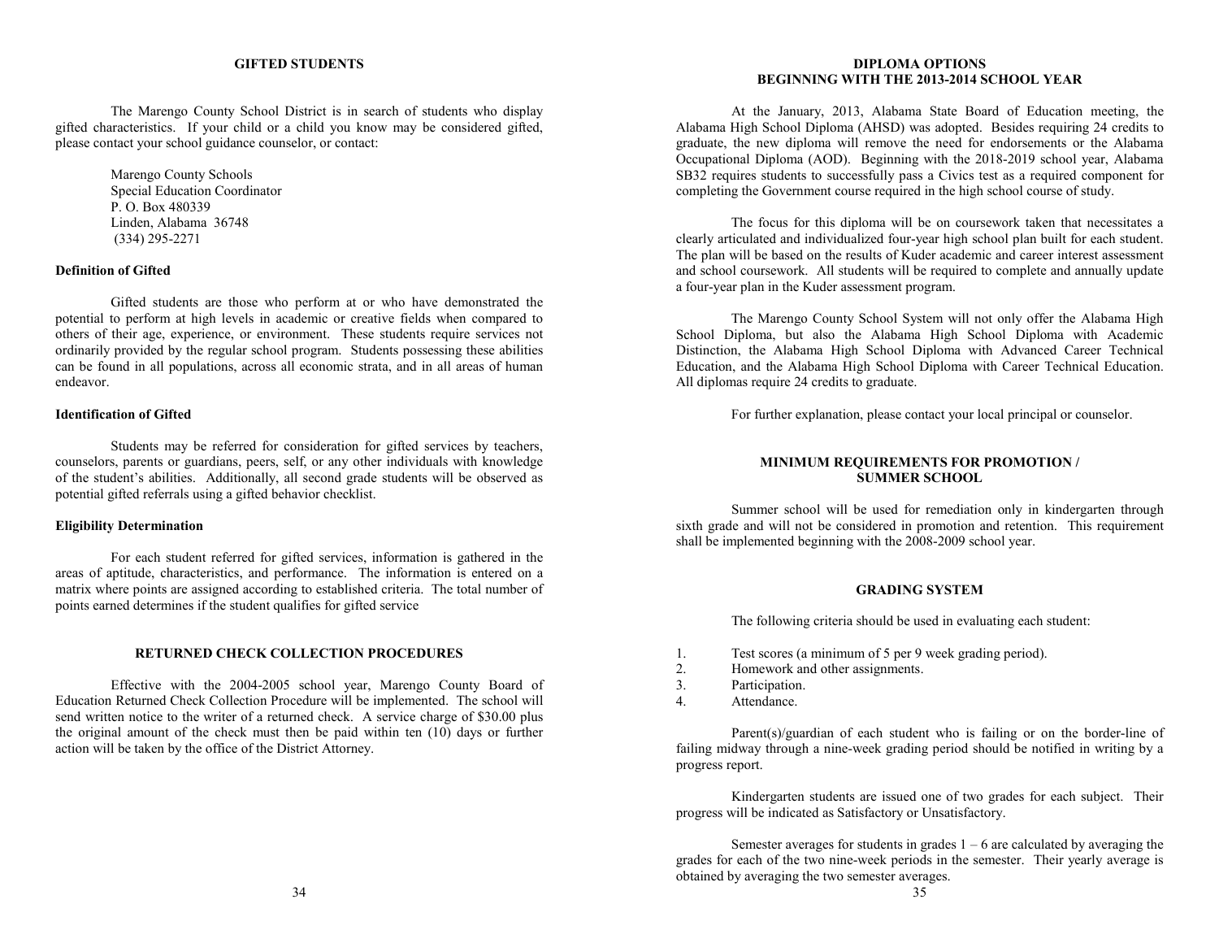## GIFTED STUDENTS

The Marengo County School District is in search of students who display gifted characteristics. If your child or a child you know may be considered gifted, please contact your school guidance counselor, or contact:

Marengo County Schools
Special Education Coordinator
P. O. Box 480339
Linden, Alabama 36748
(334) 295-2271

### Definition of Gifted

Gifted students are those who perform at or who have demonstrated the potential to perform at high levels in academic or creative fields when compared to others of their age, experience, or environment. These students require services not ordinarily provided by the regular school program. Students possessing these abilities can be found in all populations, across all economic strata, and in all areas of human endeavor.

### Identification of Gifted

Students may be referred for consideration for gifted services by teachers, counselors, parents or guardians, peers, self, or any other individuals with knowledge of the student's abilities. Additionally, all second grade students will be observed as potential gifted referrals using a gifted behavior checklist.

### Eligibility Determination

For each student referred for gifted services, information is gathered in the areas of aptitude, characteristics, and performance. The information is entered on a matrix where points are assigned according to established criteria. The total number of points earned determines if the student qualifies for gifted service

## RETURNED CHECK COLLECTION PROCEDURES

Effective with the 2004-2005 school year, Marengo County Board of Education Returned Check Collection Procedure will be implemented. The school will send written notice to the writer of a returned check. A service charge of $30.00 plus the original amount of the check must then be paid within ten (10) days or further action will be taken by the office of the District Attorney.

## DIPLOMA OPTIONS BEGINNING WITH THE 2013-2014 SCHOOL YEAR

At the January, 2013, Alabama State Board of Education meeting, the Alabama High School Diploma (AHSD) was adopted. Besides requiring 24 credits to graduate, the new diploma will remove the need for endorsements or the Alabama Occupational Diploma (AOD). Beginning with the 2018-2019 school year, Alabama SB32 requires students to successfully pass a Civics test as a required component for completing the Government course required in the high school course of study.

The focus for this diploma will be on coursework taken that necessitates a clearly articulated and individualized four-year high school plan built for each student. The plan will be based on the results of Kuder academic and career interest assessment and school coursework. All students will be required to complete and annually update a four-year plan in the Kuder assessment program.

The Marengo County School System will not only offer the Alabama High School Diploma, but also the Alabama High School Diploma with Academic Distinction, the Alabama High School Diploma with Advanced Career Technical Education, and the Alabama High School Diploma with Career Technical Education. All diplomas require 24 credits to graduate.

For further explanation, please contact your local principal or counselor.

## MINIMUM REQUIREMENTS FOR PROMOTION / SUMMER SCHOOL

Summer school will be used for remediation only in kindergarten through sixth grade and will not be considered in promotion and retention. This requirement shall be implemented beginning with the 2008-2009 school year.

## GRADING SYSTEM

The following criteria should be used in evaluating each student:

1. Test scores (a minimum of 5 per 9 week grading period).
2. Homework and other assignments.
3. Participation.
4. Attendance.

Parent(s)/guardian of each student who is failing or on the border-line of failing midway through a nine-week grading period should be notified in writing by a progress report.

Kindergarten students are issued one of two grades for each subject. Their progress will be indicated as Satisfactory or Unsatisfactory.

Semester averages for students in grades 1 – 6 are calculated by averaging the grades for each of the two nine-week periods in the semester. Their yearly average is obtained by averaging the two semester averages.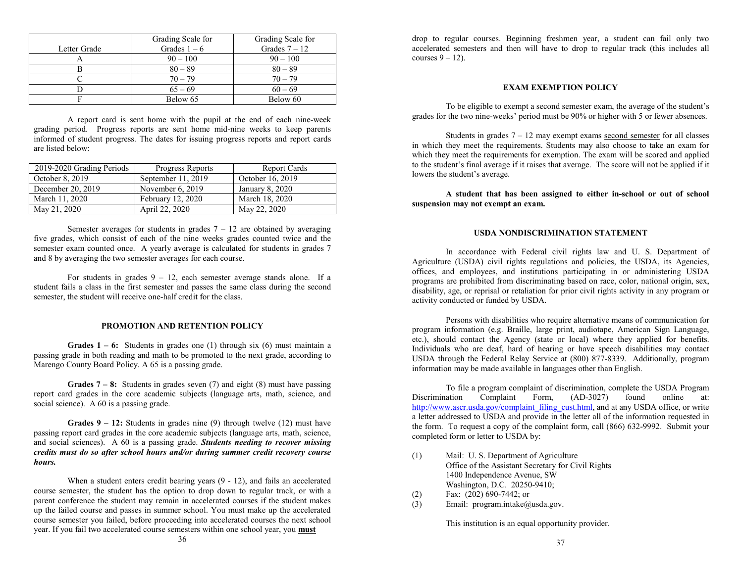| Letter Grade | Grading Scale for Grades 1 – 6 | Grading Scale for Grades 7 – 12 |
|---|---|---|
| A | 90 – 100 | 90 – 100 |
| B | 80 – 89 | 80 – 89 |
| C | 70 – 79 | 70 – 79 |
| D | 65 – 69 | 60 – 69 |
| F | Below 65 | Below 60 |

A report card is sent home with the pupil at the end of each nine-week grading period. Progress reports are sent home mid-nine weeks to keep parents informed of student progress. The dates for issuing progress reports and report cards are listed below:

| 2019-2020 Grading Periods | Progress Reports | Report Cards |
|---|---|---|
| October 8, 2019 | September 11, 2019 | October 16, 2019 |
| December 20, 2019 | November 6, 2019 | January 8, 2020 |
| March 11, 2020 | February 12, 2020 | March 18, 2020 |
| May 21, 2020 | April 22, 2020 | May 22, 2020 |

Semester averages for students in grades 7 – 12 are obtained by averaging five grades, which consist of each of the nine weeks grades counted twice and the semester exam counted once. A yearly average is calculated for students in grades 7 and 8 by averaging the two semester averages for each course.

For students in grades 9 – 12, each semester average stands alone. If a student fails a class in the first semester and passes the same class during the second semester, the student will receive one-half credit for the class.

## PROMOTION AND RETENTION POLICY

**Grades 1 – 6:** Students in grades one (1) through six (6) must maintain a passing grade in both reading and math to be promoted to the next grade, according to Marengo County Board Policy. A 65 is a passing grade.

**Grades 7 – 8:** Students in grades seven (7) and eight (8) must have passing report card grades in the core academic subjects (language arts, math, science, and social science). A 60 is a passing grade.

**Grades 9 – 12:** Students in grades nine (9) through twelve (12) must have passing report card grades in the core academic subjects (language arts, math, science, and social sciences). A 60 is a passing grade. ***Students needing to recover missing credits must do so after school hours and/or during summer credit recovery course hours.***

When a student enters credit bearing years (9 - 12), and fails an accelerated course semester, the student has the option to drop down to regular track, or with a parent conference the student may remain in accelerated courses if the student makes up the failed course and passes in summer school. You must make up the accelerated course semester you failed, before proceeding into accelerated courses the next school year. If you fail two accelerated course semesters within one school year, you **must** drop to regular courses. Beginning freshmen year, a student can fail only two accelerated semesters and then will have to drop to regular track (this includes all courses 9 – 12).

## EXAM EXEMPTION POLICY

To be eligible to exempt a second semester exam, the average of the student's grades for the two nine-weeks' period must be 90% or higher with 5 or fewer absences.

Students in grades 7 – 12 may exempt exams second semester for all classes in which they meet the requirements. Students may also choose to take an exam for which they meet the requirements for exemption. The exam will be scored and applied to the student's final average if it raises that average. The score will not be applied if it lowers the student's average.

**A student that has been assigned to either in-school or out of school suspension may not exempt an exam.**

## USDA NONDISCRIMINATION STATEMENT

In accordance with Federal civil rights law and U. S. Department of Agriculture (USDA) civil rights regulations and policies, the USDA, its Agencies, offices, and employees, and institutions participating in or administering USDA programs are prohibited from discriminating based on race, color, national origin, sex, disability, age, or reprisal or retaliation for prior civil rights activity in any program or activity conducted or funded by USDA.

Persons with disabilities who require alternative means of communication for program information (e.g. Braille, large print, audiotape, American Sign Language, etc.), should contact the Agency (state or local) where they applied for benefits. Individuals who are deaf, hard of hearing or have speech disabilities may contact USDA through the Federal Relay Service at (800) 877-8339. Additionally, program information may be made available in languages other than English.

To file a program complaint of discrimination, complete the USDA Program Discrimination Complaint Form, (AD-3027) found online at: http://www.ascr.usda.gov/complaint_filing_cust.html, and at any USDA office, or write a letter addressed to USDA and provide in the letter all of the information requested in the form. To request a copy of the complaint form, call (866) 632-9992. Submit your completed form or letter to USDA by:

(1) Mail: U. S. Department of Agriculture
Office of the Assistant Secretary for Civil Rights
1400 Independence Avenue, SW
Washington, D.C. 20250-9410;
(2) Fax: (202) 690-7442; or
(3) Email: program.intake@usda.gov.

This institution is an equal opportunity provider.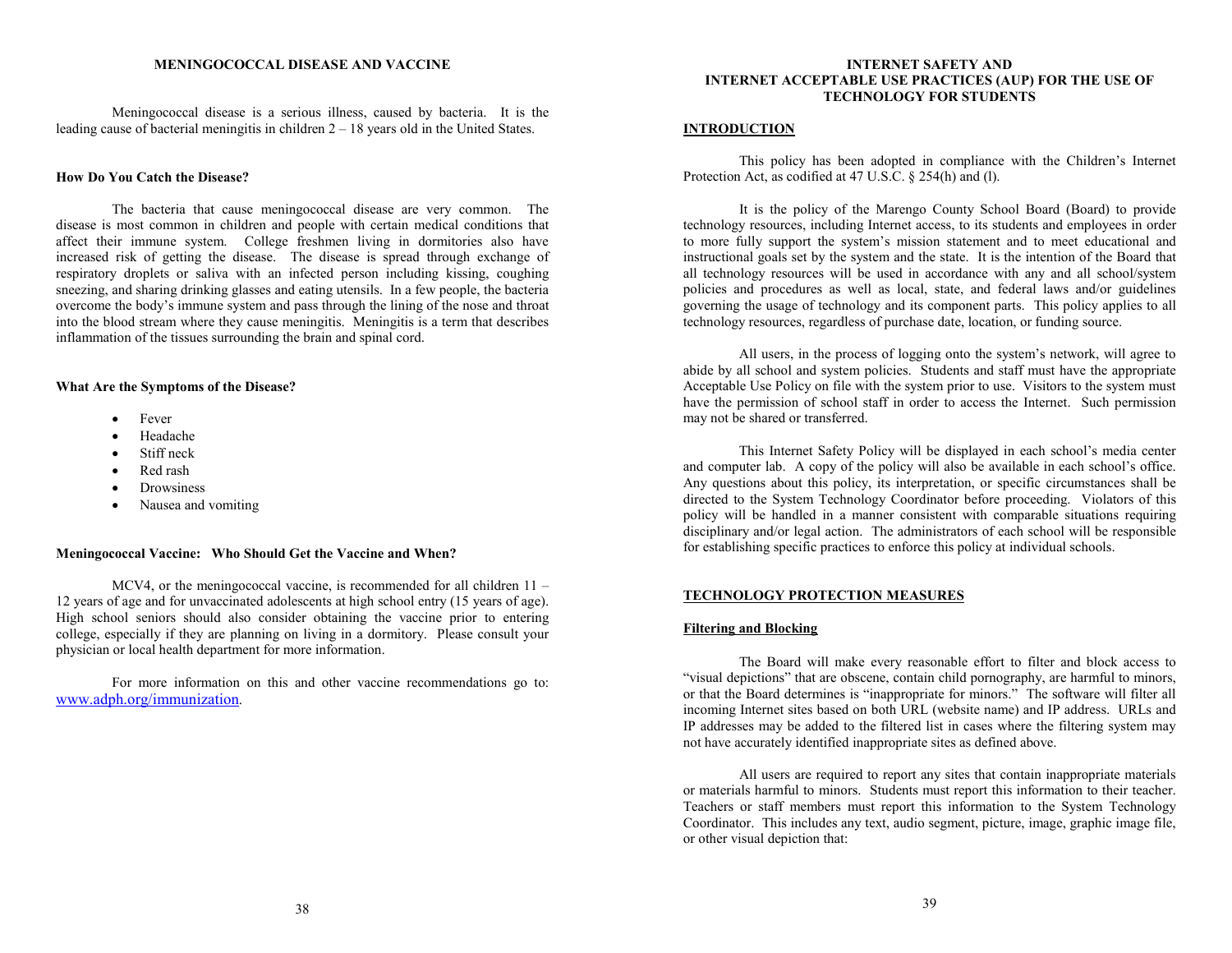## MENINGOCOCCAL DISEASE AND VACCINE

Meningococcal disease is a serious illness, caused by bacteria. It is the leading cause of bacterial meningitis in children 2 – 18 years old in the United States.

### How Do You Catch the Disease?

The bacteria that cause meningococcal disease are very common. The disease is most common in children and people with certain medical conditions that affect their immune system. College freshmen living in dormitories also have increased risk of getting the disease. The disease is spread through exchange of respiratory droplets or saliva with an infected person including kissing, coughing sneezing, and sharing drinking glasses and eating utensils. In a few people, the bacteria overcome the body's immune system and pass through the lining of the nose and throat into the blood stream where they cause meningitis. Meningitis is a term that describes inflammation of the tissues surrounding the brain and spinal cord.

### What Are the Symptoms of the Disease?

- Fever
- Headache
- Stiff neck
- Red rash
- Drowsiness
- Nausea and vomiting

### Meningococcal Vaccine: Who Should Get the Vaccine and When?

MCV4, or the meningococcal vaccine, is recommended for all children 11 – 12 years of age and for unvaccinated adolescents at high school entry (15 years of age). High school seniors should also consider obtaining the vaccine prior to entering college, especially if they are planning on living in a dormitory. Please consult your physician or local health department for more information.

For more information on this and other vaccine recommendations go to: www.adph.org/immunization.

## INTERNET SAFETY AND INTERNET ACCEPTABLE USE PRACTICES (AUP) FOR THE USE OF TECHNOLOGY FOR STUDENTS

### INTRODUCTION

This policy has been adopted in compliance with the Children's Internet Protection Act, as codified at 47 U.S.C. § 254(h) and (l).

It is the policy of the Marengo County School Board (Board) to provide technology resources, including Internet access, to its students and employees in order to more fully support the system's mission statement and to meet educational and instructional goals set by the system and the state. It is the intention of the Board that all technology resources will be used in accordance with any and all school/system policies and procedures as well as local, state, and federal laws and/or guidelines governing the usage of technology and its component parts. This policy applies to all technology resources, regardless of purchase date, location, or funding source.

All users, in the process of logging onto the system's network, will agree to abide by all school and system policies. Students and staff must have the appropriate Acceptable Use Policy on file with the system prior to use. Visitors to the system must have the permission of school staff in order to access the Internet. Such permission may not be shared or transferred.

This Internet Safety Policy will be displayed in each school's media center and computer lab. A copy of the policy will also be available in each school's office. Any questions about this policy, its interpretation, or specific circumstances shall be directed to the System Technology Coordinator before proceeding. Violators of this policy will be handled in a manner consistent with comparable situations requiring disciplinary and/or legal action. The administrators of each school will be responsible for establishing specific practices to enforce this policy at individual schools.

### TECHNOLOGY PROTECTION MEASURES

#### Filtering and Blocking

The Board will make every reasonable effort to filter and block access to "visual depictions" that are obscene, contain child pornography, are harmful to minors, or that the Board determines is "inappropriate for minors." The software will filter all incoming Internet sites based on both URL (website name) and IP address. URLs and IP addresses may be added to the filtered list in cases where the filtering system may not have accurately identified inappropriate sites as defined above.

All users are required to report any sites that contain inappropriate materials or materials harmful to minors. Students must report this information to their teacher. Teachers or staff members must report this information to the System Technology Coordinator. This includes any text, audio segment, picture, image, graphic image file, or other visual depiction that: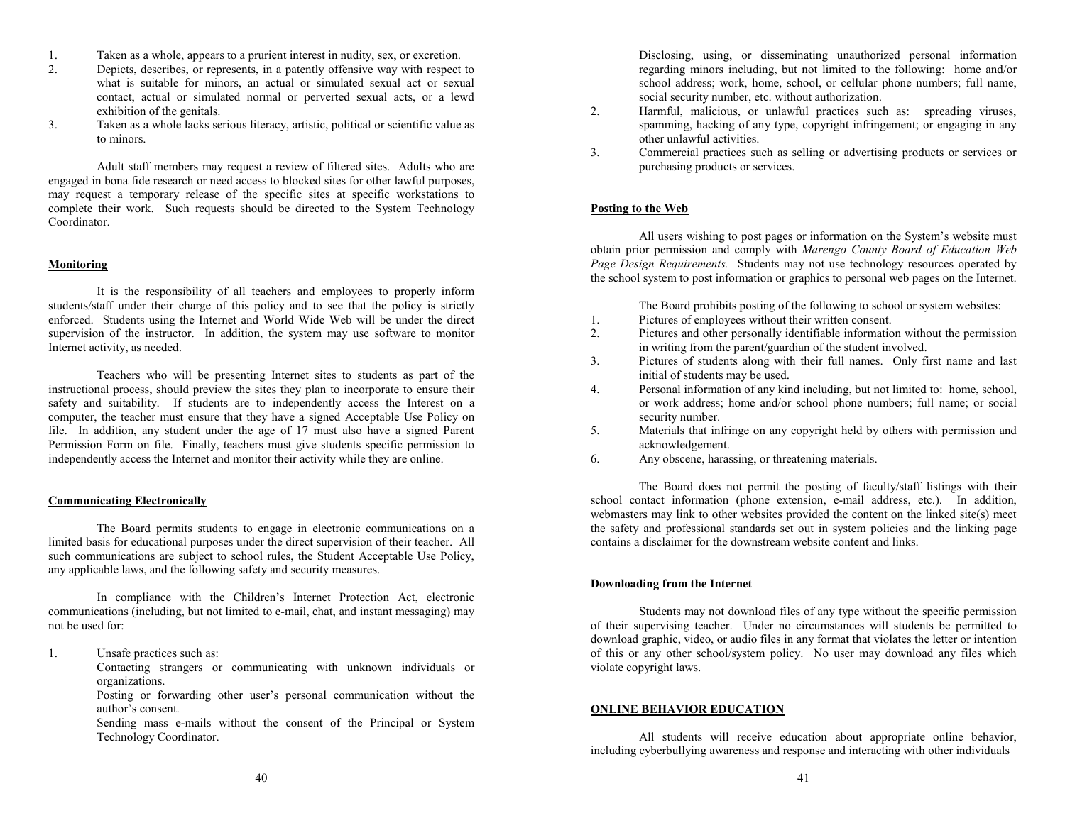1. Taken as a whole, appears to a prurient interest in nudity, sex, or excretion.
2. Depicts, describes, or represents, in a patently offensive way with respect to what is suitable for minors, an actual or simulated sexual act or sexual contact, actual or simulated normal or perverted sexual acts, or a lewd exhibition of the genitals.
3. Taken as a whole lacks serious literacy, artistic, political or scientific value as to minors.

Adult staff members may request a review of filtered sites. Adults who are engaged in bona fide research or need access to blocked sites for other lawful purposes, may request a temporary release of the specific sites at specific workstations to complete their work. Such requests should be directed to the System Technology Coordinator.

**Monitoring**

It is the responsibility of all teachers and employees to properly inform students/staff under their charge of this policy and to see that the policy is strictly enforced. Students using the Internet and World Wide Web will be under the direct supervision of the instructor. In addition, the system may use software to monitor Internet activity, as needed.

Teachers who will be presenting Internet sites to students as part of the instructional process, should preview the sites they plan to incorporate to ensure their safety and suitability. If students are to independently access the Interest on a computer, the teacher must ensure that they have a signed Acceptable Use Policy on file. In addition, any student under the age of 17 must also have a signed Parent Permission Form on file. Finally, teachers must give students specific permission to independently access the Internet and monitor their activity while they are online.

**Communicating Electronically**

The Board permits students to engage in electronic communications on a limited basis for educational purposes under the direct supervision of their teacher. All such communications are subject to school rules, the Student Acceptable Use Policy, any applicable laws, and the following safety and security measures.

In compliance with the Children's Internet Protection Act, electronic communications (including, but not limited to e-mail, chat, and instant messaging) may not be used for:

1. Unsafe practices such as:
   Contacting strangers or communicating with unknown individuals or organizations.
   Posting or forwarding other user's personal communication without the author's consent.
   Sending mass e-mails without the consent of the Principal or System Technology Coordinator.
   Disclosing, using, or disseminating unauthorized personal information regarding minors including, but not limited to the following: home and/or school address; work, home, school, or cellular phone numbers; full name, social security number, etc. without authorization.
2. Harmful, malicious, or unlawful practices such as: spreading viruses, spamming, hacking of any type, copyright infringement; or engaging in any other unlawful activities.
3. Commercial practices such as selling or advertising products or services or purchasing products or services.

**Posting to the Web**

All users wishing to post pages or information on the System's website must obtain prior permission and comply with *Marengo County Board of Education Web Page Design Requirements.* Students may not use technology resources operated by the school system to post information or graphics to personal web pages on the Internet.

The Board prohibits posting of the following to school or system websites:

1. Pictures of employees without their written consent.
2. Pictures and other personally identifiable information without the permission in writing from the parent/guardian of the student involved.
3. Pictures of students along with their full names. Only first name and last initial of students may be used.
4. Personal information of any kind including, but not limited to: home, school, or work address; home and/or school phone numbers; full name; or social security number.
5. Materials that infringe on any copyright held by others with permission and acknowledgement.
6. Any obscene, harassing, or threatening materials.

The Board does not permit the posting of faculty/staff listings with their school contact information (phone extension, e-mail address, etc.). In addition, webmasters may link to other websites provided the content on the linked site(s) meet the safety and professional standards set out in system policies and the linking page contains a disclaimer for the downstream website content and links.

**Downloading from the Internet**

Students may not download files of any type without the specific permission of their supervising teacher. Under no circumstances will students be permitted to download graphic, video, or audio files in any format that violates the letter or intention of this or any other school/system policy. No user may download any files which violate copyright laws.

**ONLINE BEHAVIOR EDUCATION**

All students will receive education about appropriate online behavior, including cyberbullying awareness and response and interacting with other individuals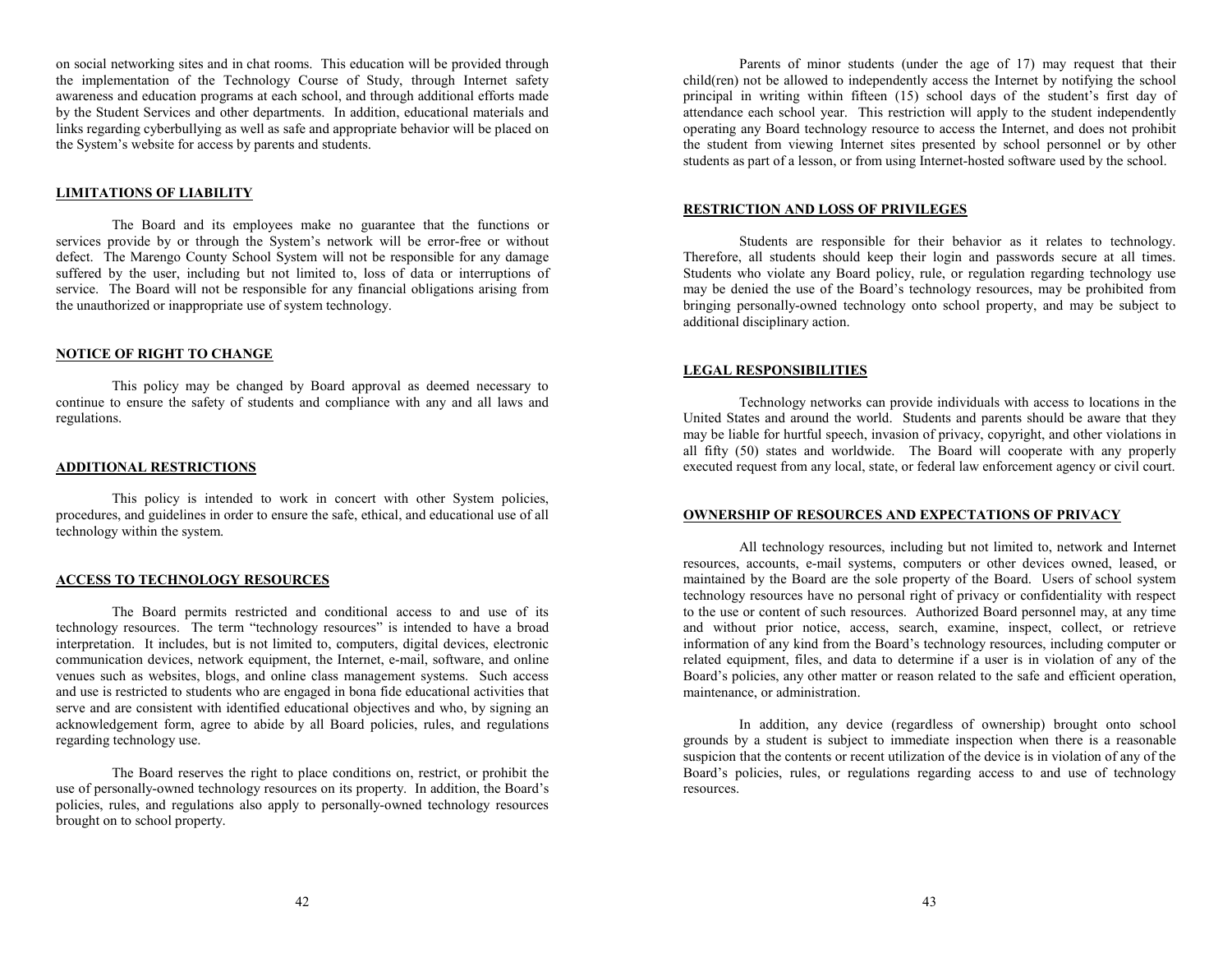on social networking sites and in chat rooms. This education will be provided through the implementation of the Technology Course of Study, through Internet safety awareness and education programs at each school, and through additional efforts made by the Student Services and other departments. In addition, educational materials and links regarding cyberbullying as well as safe and appropriate behavior will be placed on the System's website for access by parents and students.

## LIMITATIONS OF LIABILITY

The Board and its employees make no guarantee that the functions or services provide by or through the System's network will be error-free or without defect. The Marengo County School System will not be responsible for any damage suffered by the user, including but not limited to, loss of data or interruptions of service. The Board will not be responsible for any financial obligations arising from the unauthorized or inappropriate use of system technology.

## NOTICE OF RIGHT TO CHANGE

This policy may be changed by Board approval as deemed necessary to continue to ensure the safety of students and compliance with any and all laws and regulations.

## ADDITIONAL RESTRICTIONS

This policy is intended to work in concert with other System policies, procedures, and guidelines in order to ensure the safe, ethical, and educational use of all technology within the system.

## ACCESS TO TECHNOLOGY RESOURCES

The Board permits restricted and conditional access to and use of its technology resources. The term "technology resources" is intended to have a broad interpretation. It includes, but is not limited to, computers, digital devices, electronic communication devices, network equipment, the Internet, e-mail, software, and online venues such as websites, blogs, and online class management systems. Such access and use is restricted to students who are engaged in bona fide educational activities that serve and are consistent with identified educational objectives and who, by signing an acknowledgement form, agree to abide by all Board policies, rules, and regulations regarding technology use.

The Board reserves the right to place conditions on, restrict, or prohibit the use of personally-owned technology resources on its property. In addition, the Board's policies, rules, and regulations also apply to personally-owned technology resources brought on to school property.

Parents of minor students (under the age of 17) may request that their child(ren) not be allowed to independently access the Internet by notifying the school principal in writing within fifteen (15) school days of the student's first day of attendance each school year. This restriction will apply to the student independently operating any Board technology resource to access the Internet, and does not prohibit the student from viewing Internet sites presented by school personnel or by other students as part of a lesson, or from using Internet-hosted software used by the school.

## RESTRICTION AND LOSS OF PRIVILEGES

Students are responsible for their behavior as it relates to technology. Therefore, all students should keep their login and passwords secure at all times. Students who violate any Board policy, rule, or regulation regarding technology use may be denied the use of the Board's technology resources, may be prohibited from bringing personally-owned technology onto school property, and may be subject to additional disciplinary action.

## LEGAL RESPONSIBILITIES

Technology networks can provide individuals with access to locations in the United States and around the world. Students and parents should be aware that they may be liable for hurtful speech, invasion of privacy, copyright, and other violations in all fifty (50) states and worldwide. The Board will cooperate with any properly executed request from any local, state, or federal law enforcement agency or civil court.

## OWNERSHIP OF RESOURCES AND EXPECTATIONS OF PRIVACY

All technology resources, including but not limited to, network and Internet resources, accounts, e-mail systems, computers or other devices owned, leased, or maintained by the Board are the sole property of the Board. Users of school system technology resources have no personal right of privacy or confidentiality with respect to the use or content of such resources. Authorized Board personnel may, at any time and without prior notice, access, search, examine, inspect, collect, or retrieve information of any kind from the Board's technology resources, including computer or related equipment, files, and data to determine if a user is in violation of any of the Board's policies, any other matter or reason related to the safe and efficient operation, maintenance, or administration.

In addition, any device (regardless of ownership) brought onto school grounds by a student is subject to immediate inspection when there is a reasonable suspicion that the contents or recent utilization of the device is in violation of any of the Board's policies, rules, or regulations regarding access to and use of technology resources.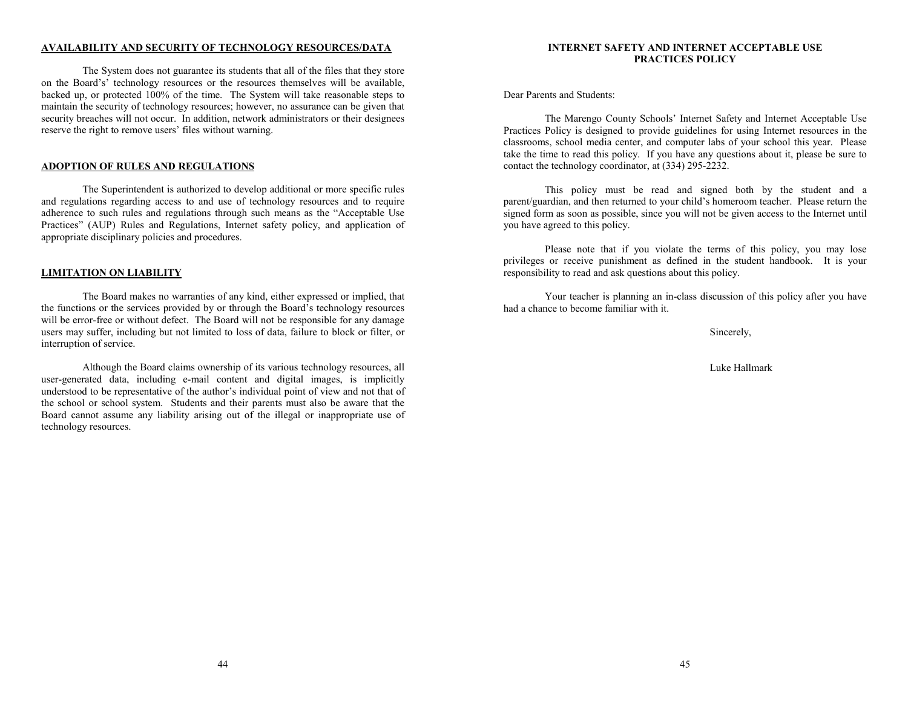## AVAILABILITY AND SECURITY OF TECHNOLOGY RESOURCES/DATA

The System does not guarantee its students that all of the files that they store on the Board's' technology resources or the resources themselves will be available, backed up, or protected 100% of the time. The System will take reasonable steps to maintain the security of technology resources; however, no assurance can be given that security breaches will not occur. In addition, network administrators or their designees reserve the right to remove users' files without warning.

## ADOPTION OF RULES AND REGULATIONS

The Superintendent is authorized to develop additional or more specific rules and regulations regarding access to and use of technology resources and to require adherence to such rules and regulations through such means as the "Acceptable Use Practices" (AUP) Rules and Regulations, Internet safety policy, and application of appropriate disciplinary policies and procedures.

## LIMITATION ON LIABILITY

The Board makes no warranties of any kind, either expressed or implied, that the functions or the services provided by or through the Board's technology resources will be error-free or without defect. The Board will not be responsible for any damage users may suffer, including but not limited to loss of data, failure to block or filter, or interruption of service.

Although the Board claims ownership of its various technology resources, all user-generated data, including e-mail content and digital images, is implicitly understood to be representative of the author's individual point of view and not that of the school or school system. Students and their parents must also be aware that the Board cannot assume any liability arising out of the illegal or inappropriate use of technology resources.

## INTERNET SAFETY AND INTERNET ACCEPTABLE USE PRACTICES POLICY

Dear Parents and Students:

The Marengo County Schools' Internet Safety and Internet Acceptable Use Practices Policy is designed to provide guidelines for using Internet resources in the classrooms, school media center, and computer labs of your school this year. Please take the time to read this policy. If you have any questions about it, please be sure to contact the technology coordinator, at (334) 295-2232.

This policy must be read and signed both by the student and a parent/guardian, and then returned to your child's homeroom teacher. Please return the signed form as soon as possible, since you will not be given access to the Internet until you have agreed to this policy.

Please note that if you violate the terms of this policy, you may lose privileges or receive punishment as defined in the student handbook. It is your responsibility to read and ask questions about this policy.

Your teacher is planning an in-class discussion of this policy after you have had a chance to become familiar with it.

Sincerely,

Luke Hallmark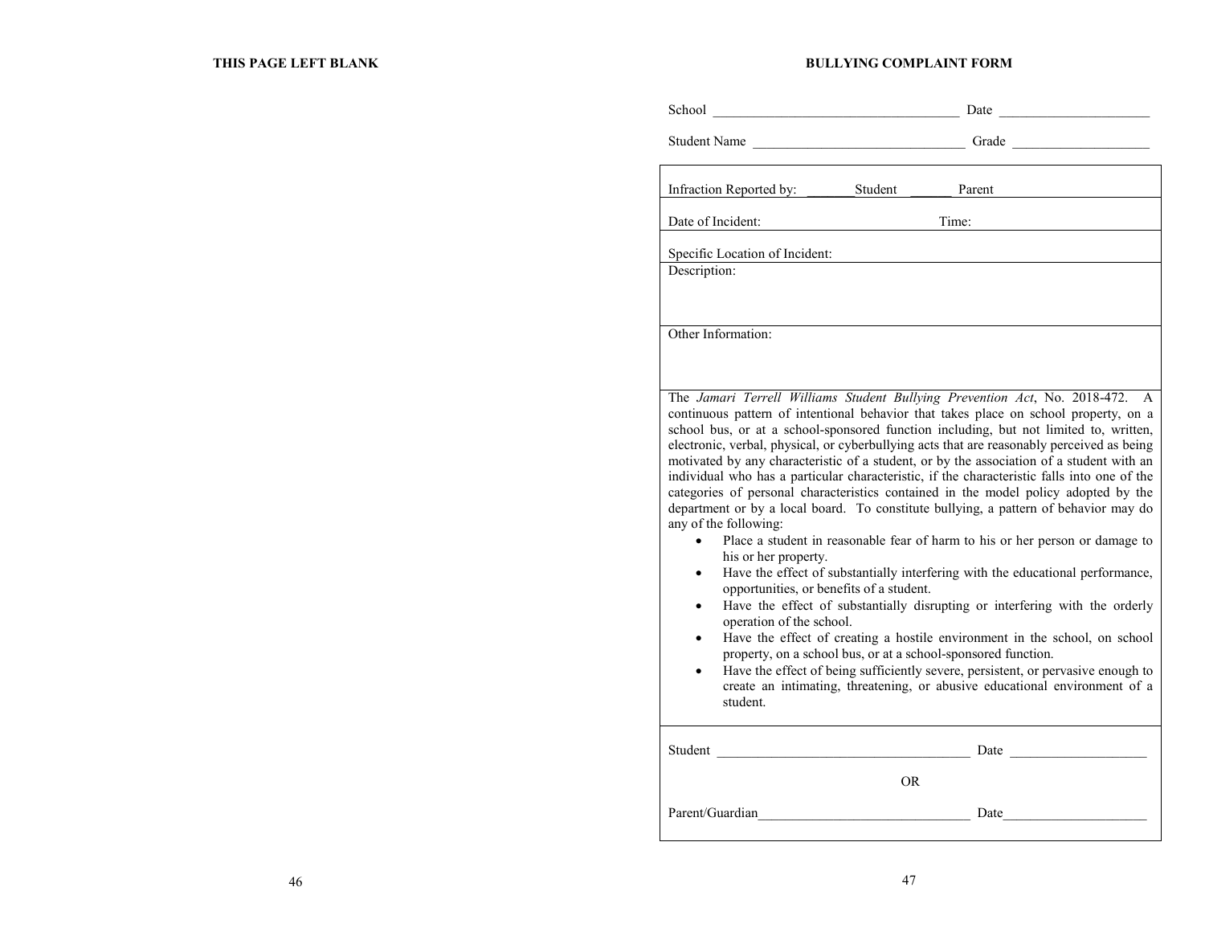THIS PAGE LEFT BLANK

## BULLYING COMPLAINT FORM

School ___________________________________ Date _____________________

Student Name _____________________________ Grade ___________________

Infraction Reported by: _______Student _______ Parent

Date of Incident: Time:

Specific Location of Incident:

Description:

Other Information:

The *Jamari Terrell Williams Student Bullying Prevention Act*, No. 2018-472. A continuous pattern of intentional behavior that takes place on school property, on a school bus, or at a school-sponsored function including, but not limited to, written, electronic, verbal, physical, or cyberbullying acts that are reasonably perceived as being motivated by any characteristic of a student, or by the association of a student with an individual who has a particular characteristic, if the characteristic falls into one of the categories of personal characteristics contained in the model policy adopted by the department or by a local board. To constitute bullying, a pattern of behavior may do any of the following:

- Place a student in reasonable fear of harm to his or her person or damage to his or her property.
- Have the effect of substantially interfering with the educational performance, opportunities, or benefits of a student.
- Have the effect of substantially disrupting or interfering with the orderly operation of the school.
- Have the effect of creating a hostile environment in the school, on school property, on a school bus, or at a school-sponsored function.
- Have the effect of being sufficiently severe, persistent, or pervasive enough to create an intimating, threatening, or abusive educational environment of a student.

Student ____________________________________ Date ____________________

OR

Parent/Guardian______________________________ Date____________________